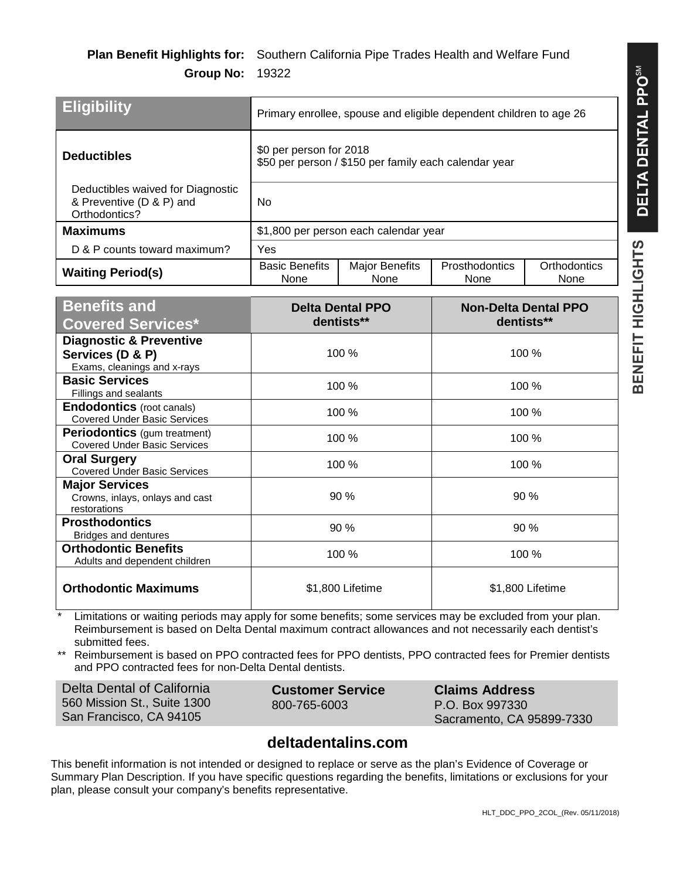**Plan Benefit Highlights for:** Southern California Pipe Trades Health and Welfare Fund
**Group No:** 19322

DELTA DENTAL PPO℠ BENEFIT HIGHLIGHTS

| Eligibility | Primary enrollee, spouse and eligible dependent children to age 26 | | | |
|---|---|---|---|---|
| **Deductibles** | $0 per person for 2018<br>$50 per person / $150 per family each calendar year | | | |
| Deductibles waived for Diagnostic & Preventive (D & P) and Orthodontics? | No | | | |
| **Maximums** | $1,800 per person each calendar year | | | |
| D & P counts toward maximum? | Yes | | | |
| **Waiting Period(s)** | Basic Benefits<br>None | Major Benefits<br>None | Prosthodontics<br>None | Orthodontics<br>None |

| Benefits and Covered Services* | Delta Dental PPO dentists** | Non-Delta Dental PPO dentists** |
|---|---|---|
| **Diagnostic & Preventive Services (D & P)**<br>Exams, cleanings and x-rays | 100 % | 100 % |
| **Basic Services**<br>Fillings and sealants | 100 % | 100 % |
| **Endodontics** (root canals)<br>Covered Under Basic Services | 100 % | 100 % |
| **Periodontics** (gum treatment)<br>Covered Under Basic Services | 100 % | 100 % |
| **Oral Surgery**<br>Covered Under Basic Services | 100 % | 100 % |
| **Major Services**<br>Crowns, inlays, onlays and cast restorations | 90 % | 90 % |
| **Prosthodontics**<br>Bridges and dentures | 90 % | 90 % |
| **Orthodontic Benefits**<br>Adults and dependent children | 100 % | 100 % |
| **Orthodontic Maximums** | $1,800 Lifetime | $1,800 Lifetime |

\* Limitations or waiting periods may apply for some benefits; some services may be excluded from your plan. Reimbursement is based on Delta Dental maximum contract allowances and not necessarily each dentist's submitted fees.

\*\* Reimbursement is based on PPO contracted fees for PPO dentists, PPO contracted fees for Premier dentists and PPO contracted fees for non-Delta Dental dentists.

Delta Dental of California
560 Mission St., Suite 1300
San Francisco, CA 94105

**Customer Service**
800-765-6003

**Claims Address**
P.O. Box 997330
Sacramento, CA 95899-7330

## deltadentalins.com

This benefit information is not intended or designed to replace or serve as the plan's Evidence of Coverage or Summary Plan Description. If you have specific questions regarding the benefits, limitations or exclusions for your plan, please consult your company's benefits representative.

HLT_DDC_PPO_2COL_(Rev. 05/11/2018)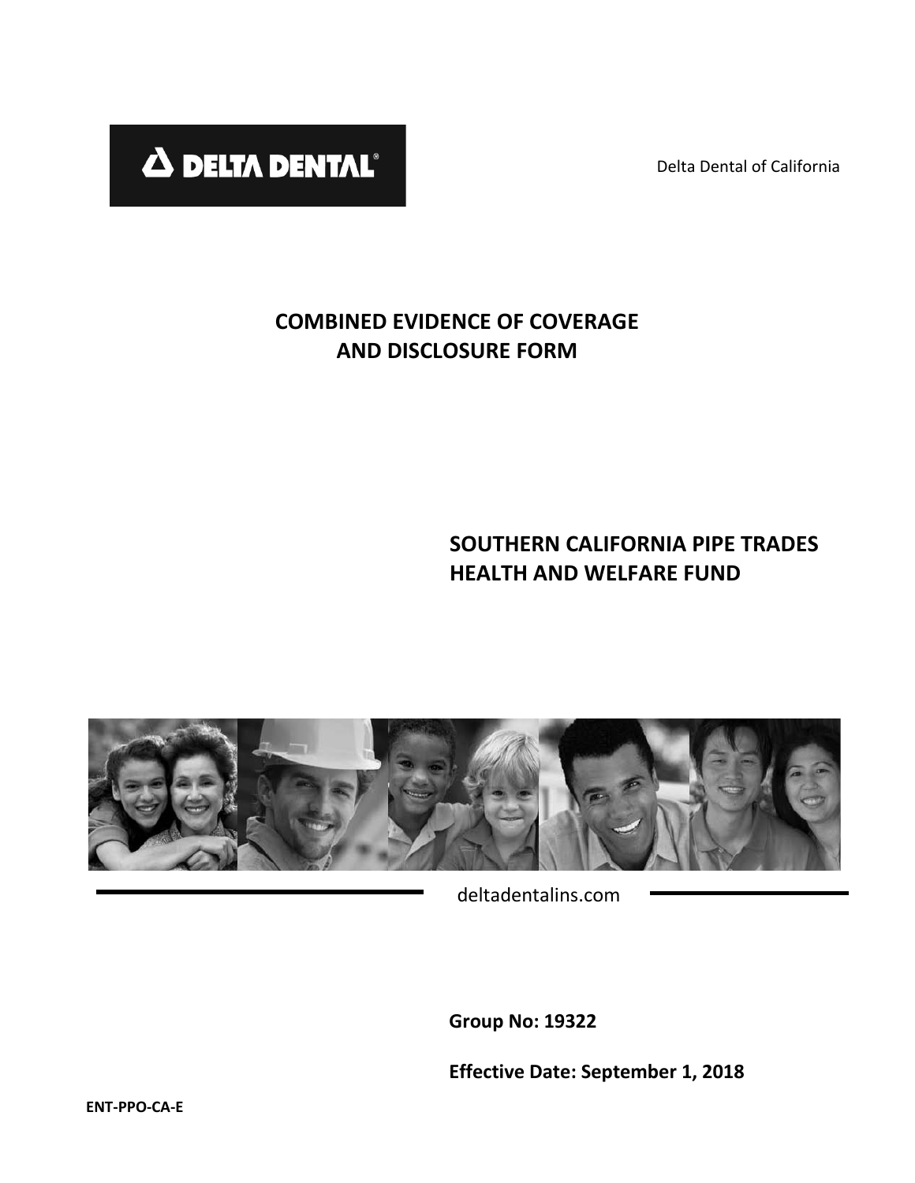**DELTA DENTAL**

Delta Dental of California

# COMBINED EVIDENCE OF COVERAGE AND DISCLOSURE FORM

## SOUTHERN CALIFORNIA PIPE TRADES HEALTH AND WELFARE FUND

deltadentalins.com

**Group No: 19322**

**Effective Date: September 1, 2018**

**ENT-PPO-CA-E**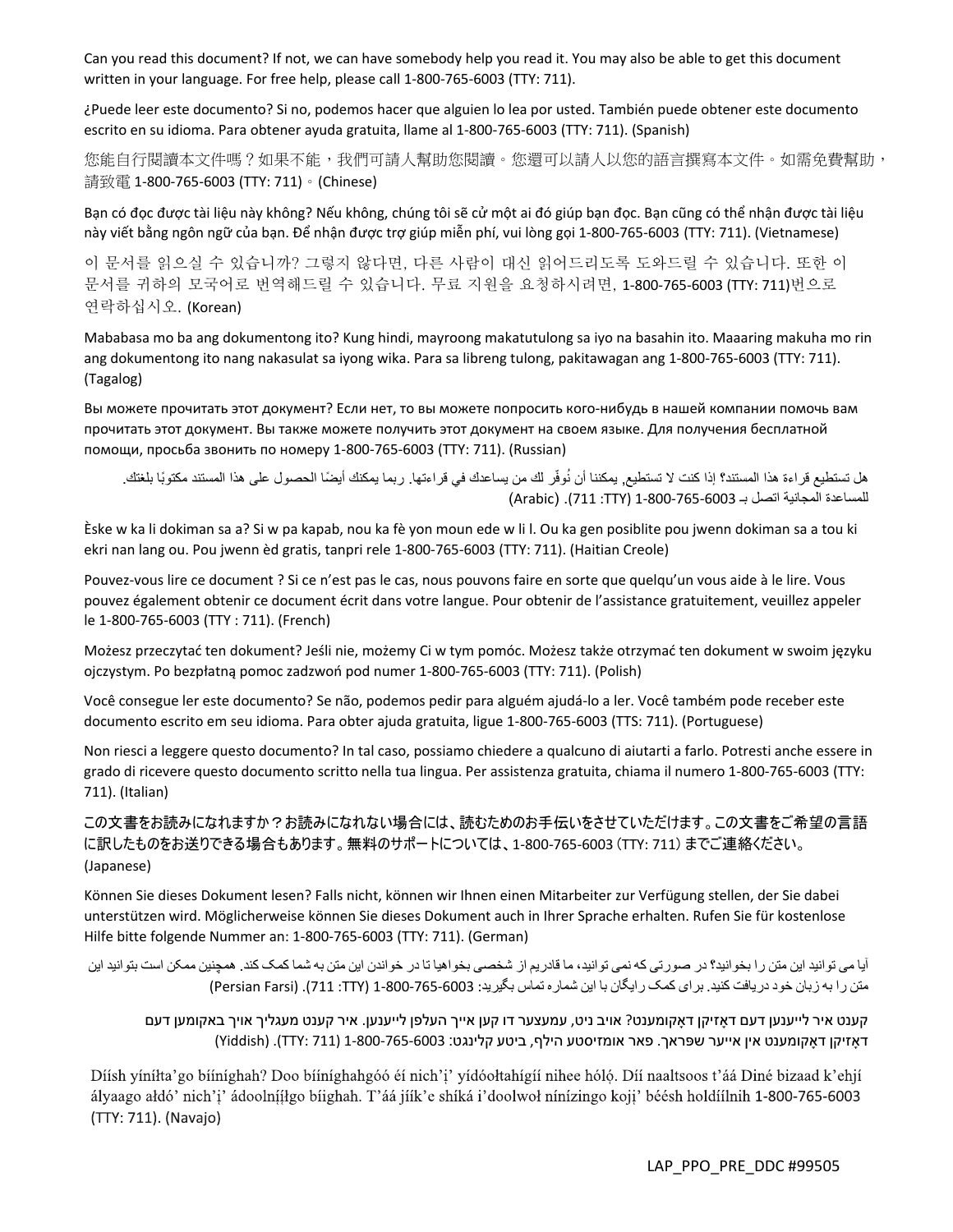Can you read this document? If not, we can have somebody help you read it. You may also be able to get this document written in your language. For free help, please call 1-800-765-6003 (TTY: 711).

¿Puede leer este documento? Si no, podemos hacer que alguien lo lea por usted. También puede obtener este documento escrito en su idioma. Para obtener ayuda gratuita, llame al 1-800-765-6003 (TTY: 711). (Spanish)

您能自行閱讀本文件嗎？如果不能，我們可請人幫助您閱讀。您還可以請人以您的語言撰寫本文件。如需免費幫助，請致電 1-800-765-6003 (TTY: 711)。(Chinese)

Bạn có đọc được tài liệu này không? Nếu không, chúng tôi sẽ cử một ai đó giúp bạn đọc. Bạn cũng có thể nhận được tài liệu này viết bằng ngôn ngữ của bạn. Để nhận được trợ giúp miễn phí, vui lòng gọi 1-800-765-6003 (TTY: 711). (Vietnamese)

이 문서를 읽으실 수 있습니까? 그렇지 않다면, 다른 사람이 대신 읽어드리도록 도와드릴 수 있습니다. 또한 이 문서를 귀하의 모국어로 번역해드릴 수 있습니다. 무료 지원을 요청하시려면, 1-800-765-6003 (TTY: 711)번으로 연락하십시오. (Korean)

Mababasa mo ba ang dokumentong ito? Kung hindi, mayroong makatutulong sa iyo na basahin ito. Maaaring makuha mo rin ang dokumentong ito nang nakasulat sa iyong wika. Para sa libreng tulong, pakitawagan ang 1-800-765-6003 (TTY: 711). (Tagalog)

Вы можете прочитать этот документ? Если нет, то вы можете попросить кого-нибудь в нашей компании помочь вам прочитать этот документ. Вы также можете получить этот документ на своем языке. Для получения бесплатной помощи, просьба звонить по номеру 1-800-765-6003 (TTY: 711). (Russian)

هل تستطيع قراءة هذا المستند؟ إذا كنت لا تستطيع، يمكننا أن نُوفِّر لك من يساعدك في قراءتها. ربما يمكنك أيضًا الحصول على هذا المستند مكتوبًا بلغتك. للمساعدة المجانية اتصل بـ 1-800-765-6003 (TTY: 711). (Arabic)

Èske w ka li dokiman sa a? Si w pa kapab, nou ka fè yon moun ede w li l. Ou ka gen posiblite pou jwenn dokiman sa a tou ki ekri nan lang ou. Pou jwenn èd gratis, tanpri rele 1-800-765-6003 (TTY: 711). (Haitian Creole)

Pouvez-vous lire ce document ? Si ce n'est pas le cas, nous pouvons faire en sorte que quelqu'un vous aide à le lire. Vous pouvez également obtenir ce document écrit dans votre langue. Pour obtenir de l'assistance gratuitement, veuillez appeler le 1-800-765-6003 (TTY : 711). (French)

Możesz przeczytać ten dokument? Jeśli nie, możemy Ci w tym pomóc. Możesz także otrzymać ten dokument w swoim języku ojczystym. Po bezpłatną pomoc zadzwoń pod numer 1-800-765-6003 (TTY: 711). (Polish)

Você consegue ler este documento? Se não, podemos pedir para alguém ajudá-lo a ler. Você também pode receber este documento escrito em seu idioma. Para obter ajuda gratuita, ligue 1-800-765-6003 (TTS: 711). (Portuguese)

Non riesci a leggere questo documento? In tal caso, possiamo chiedere a qualcuno di aiutarti a farlo. Potresti anche essere in grado di ricevere questo documento scritto nella tua lingua. Per assistenza gratuita, chiama il numero 1-800-765-6003 (TTY: 711). (Italian)

この文書をお読みになれますか？お読みになれない場合には、読むためのお手伝いをさせていただけます。この文書をご希望の言語に訳したものをお送りできる場合もあります。無料のサポートについては、1-800-765-6003（TTY: 711）までご連絡ください。(Japanese)

Können Sie dieses Dokument lesen? Falls nicht, können wir Ihnen einen Mitarbeiter zur Verfügung stellen, der Sie dabei unterstützen wird. Möglicherweise können Sie dieses Dokument auch in Ihrer Sprache erhalten. Rufen Sie für kostenlose Hilfe bitte folgende Nummer an: 1-800-765-6003 (TTY: 711). (German)

آیا می توانید این متن را بخوانید؟ در صورتی که نمی توانید، ما قادریم از شخصی بخواهیا تا در خواندن این متن به شما کمک کند. همچنین ممکن است بتوانید این متن را به زبان خود دریافت کنید. برای کمک رایگان با این شماره تماس بگیرید: 1-800-765-6003 (TTY: 711). (Persian Farsi)

קענט איר לייענען דעם דאָזיקן דאָקומענט? אויב ניט, עמעצער דו קען אייך העלפן לייענען. איר קענט מעגליך אויך באקומען דעם דאָזיקן דאָקומענט אין אייער שפראך. פאר אומזיסטע הילף, ביטע קלינגט: 1-800-765-6003 (TTY: 711). (Yiddish)

Díísh yíníłta'go bííníghah? Doo bííníghahgóó éí nich'į' yídóołtahígíí nihee hóló. Díí naaltsoos t'áá Diné bizaad k'ehjí áłyaago ałdó' nich'į' ádoolníííłgo bíighah. T'áá jíík'e shíká i'doolwoł nínízingo kojį' béésh holdíílnih 1-800-765-6003 (TTY: 711). (Navajo)

LAP_PPO_PRE_DDC #99505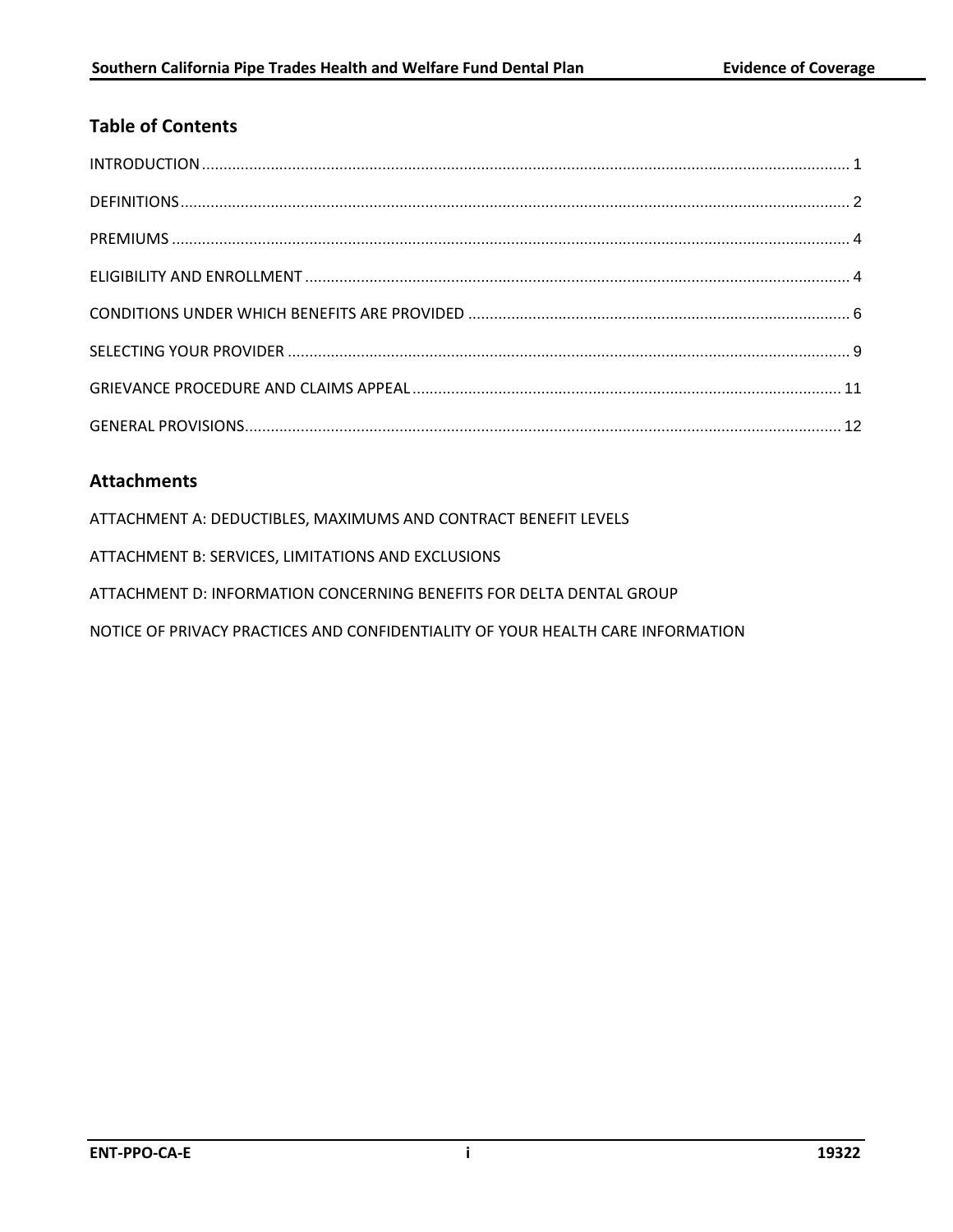## Table of Contents

| | |
|---|---|
| INTRODUCTION | 1 |
| DEFINITIONS | 2 |
| PREMIUMS | 4 |
| ELIGIBILITY AND ENROLLMENT | 4 |
| CONDITIONS UNDER WHICH BENEFITS ARE PROVIDED | 6 |
| SELECTING YOUR PROVIDER | 9 |
| GRIEVANCE PROCEDURE AND CLAIMS APPEAL | 11 |
| GENERAL PROVISIONS | 12 |

## Attachments

ATTACHMENT A: DEDUCTIBLES, MAXIMUMS AND CONTRACT BENEFIT LEVELS

ATTACHMENT B: SERVICES, LIMITATIONS AND EXCLUSIONS

ATTACHMENT D: INFORMATION CONCERNING BENEFITS FOR DELTA DENTAL GROUP

NOTICE OF PRIVACY PRACTICES AND CONFIDENTIALITY OF YOUR HEALTH CARE INFORMATION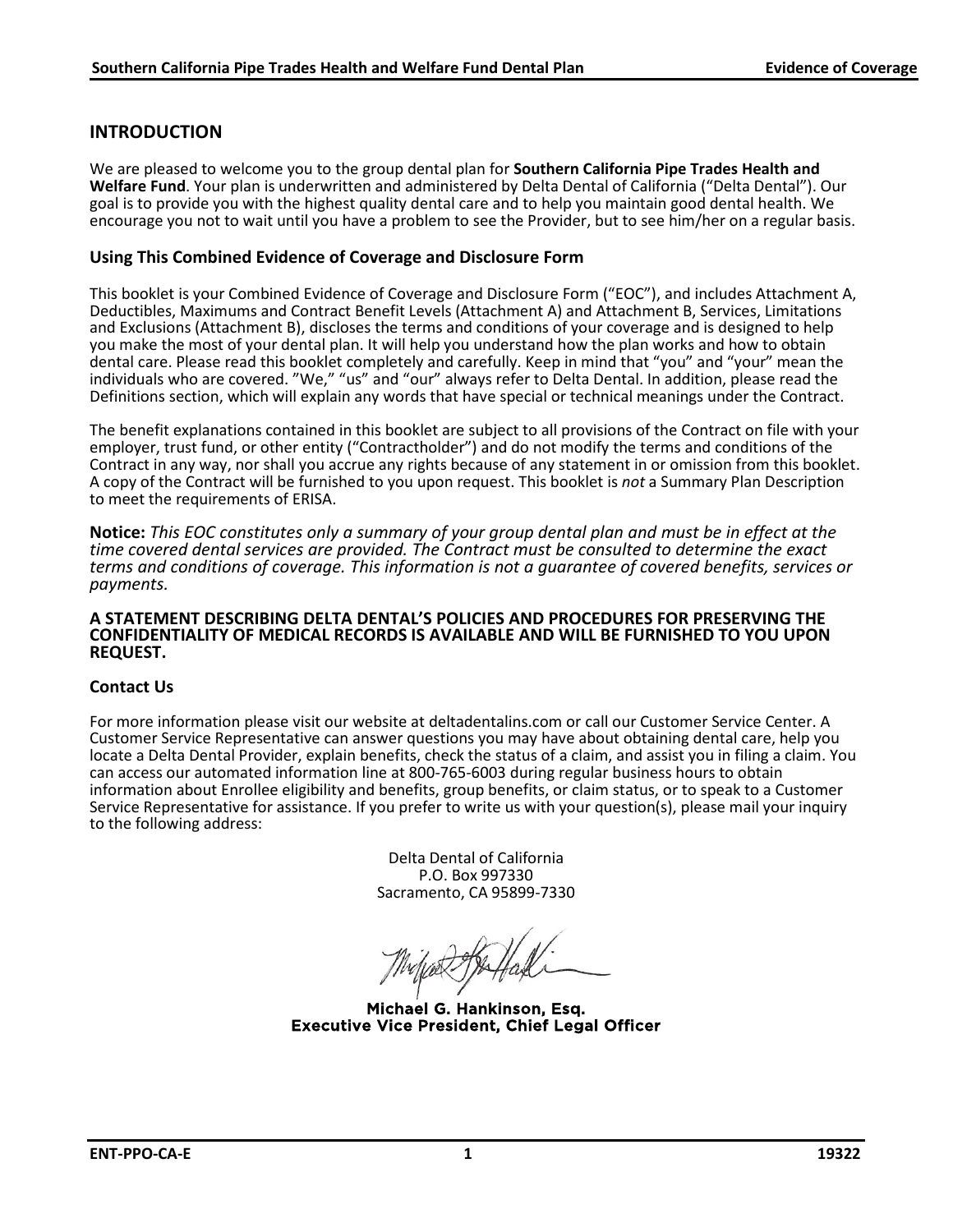## INTRODUCTION

We are pleased to welcome you to the group dental plan for **Southern California Pipe Trades Health and Welfare Fund**. Your plan is underwritten and administered by Delta Dental of California ("Delta Dental"). Our goal is to provide you with the highest quality dental care and to help you maintain good dental health. We encourage you not to wait until you have a problem to see the Provider, but to see him/her on a regular basis.

### Using This Combined Evidence of Coverage and Disclosure Form

This booklet is your Combined Evidence of Coverage and Disclosure Form ("EOC"), and includes Attachment A, Deductibles, Maximums and Contract Benefit Levels (Attachment A) and Attachment B, Services, Limitations and Exclusions (Attachment B), discloses the terms and conditions of your coverage and is designed to help you make the most of your dental plan. It will help you understand how the plan works and how to obtain dental care. Please read this booklet completely and carefully. Keep in mind that "you" and "your" mean the individuals who are covered. "We," "us" and "our" always refer to Delta Dental. In addition, please read the Definitions section, which will explain any words that have special or technical meanings under the Contract.

The benefit explanations contained in this booklet are subject to all provisions of the Contract on file with your employer, trust fund, or other entity ("Contractholder") and do not modify the terms and conditions of the Contract in any way, nor shall you accrue any rights because of any statement in or omission from this booklet. A copy of the Contract will be furnished to you upon request. This booklet is *not* a Summary Plan Description to meet the requirements of ERISA.

**Notice:** *This EOC constitutes only a summary of your group dental plan and must be in effect at the time covered dental services are provided. The Contract must be consulted to determine the exact terms and conditions of coverage. This information is not a guarantee of covered benefits, services or payments.*

**A STATEMENT DESCRIBING DELTA DENTAL'S POLICIES AND PROCEDURES FOR PRESERVING THE CONFIDENTIALITY OF MEDICAL RECORDS IS AVAILABLE AND WILL BE FURNISHED TO YOU UPON REQUEST.**

### Contact Us

For more information please visit our website at deltadentalins.com or call our Customer Service Center. A Customer Service Representative can answer questions you may have about obtaining dental care, help you locate a Delta Dental Provider, explain benefits, check the status of a claim, and assist you in filing a claim. You can access our automated information line at 800-765-6003 during regular business hours to obtain information about Enrollee eligibility and benefits, group benefits, or claim status, or to speak to a Customer Service Representative for assistance. If you prefer to write us with your question(s), please mail your inquiry to the following address:

Delta Dental of California
P.O. Box 997330
Sacramento, CA 95899-7330

**Michael G. Hankinson, Esq.**
**Executive Vice President, Chief Legal Officer**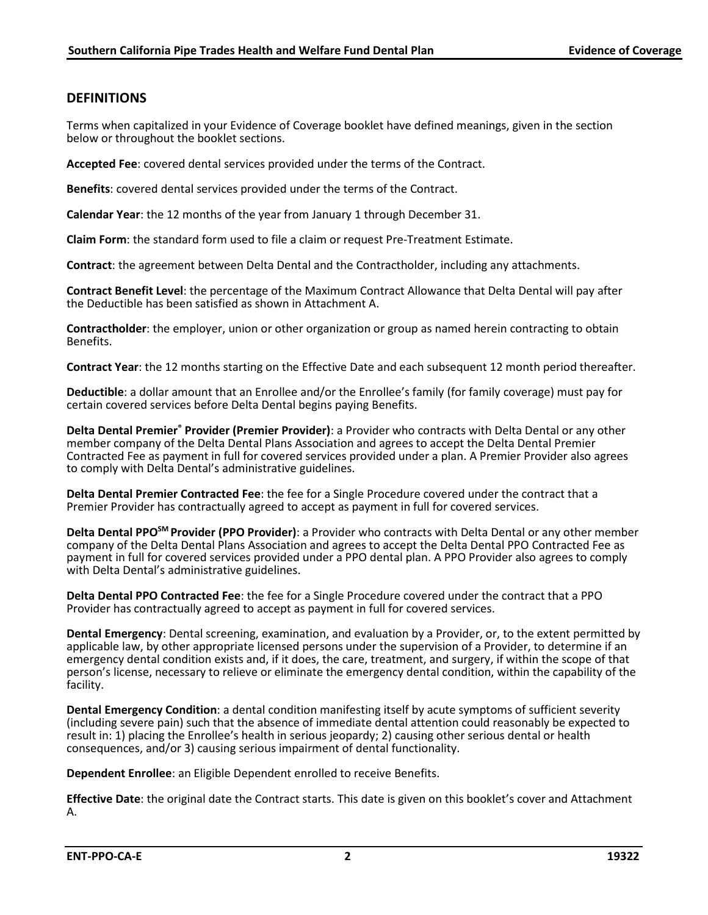## DEFINITIONS

Terms when capitalized in your Evidence of Coverage booklet have defined meanings, given in the section below or throughout the booklet sections.

**Accepted Fee**: covered dental services provided under the terms of the Contract.

**Benefits**: covered dental services provided under the terms of the Contract.

**Calendar Year**: the 12 months of the year from January 1 through December 31.

**Claim Form**: the standard form used to file a claim or request Pre-Treatment Estimate.

**Contract**: the agreement between Delta Dental and the Contractholder, including any attachments.

**Contract Benefit Level**: the percentage of the Maximum Contract Allowance that Delta Dental will pay after the Deductible has been satisfied as shown in Attachment A.

**Contractholder**: the employer, union or other organization or group as named herein contracting to obtain Benefits.

**Contract Year**: the 12 months starting on the Effective Date and each subsequent 12 month period thereafter.

**Deductible**: a dollar amount that an Enrollee and/or the Enrollee's family (for family coverage) must pay for certain covered services before Delta Dental begins paying Benefits.

**Delta Dental Premier® Provider (Premier Provider)**: a Provider who contracts with Delta Dental or any other member company of the Delta Dental Plans Association and agrees to accept the Delta Dental Premier Contracted Fee as payment in full for covered services provided under a plan. A Premier Provider also agrees to comply with Delta Dental's administrative guidelines.

**Delta Dental Premier Contracted Fee**: the fee for a Single Procedure covered under the contract that a Premier Provider has contractually agreed to accept as payment in full for covered services.

**Delta Dental PPO℠ Provider (PPO Provider)**: a Provider who contracts with Delta Dental or any other member company of the Delta Dental Plans Association and agrees to accept the Delta Dental PPO Contracted Fee as payment in full for covered services provided under a PPO dental plan. A PPO Provider also agrees to comply with Delta Dental's administrative guidelines.

**Delta Dental PPO Contracted Fee**: the fee for a Single Procedure covered under the contract that a PPO Provider has contractually agreed to accept as payment in full for covered services.

**Dental Emergency**: Dental screening, examination, and evaluation by a Provider, or, to the extent permitted by applicable law, by other appropriate licensed persons under the supervision of a Provider, to determine if an emergency dental condition exists and, if it does, the care, treatment, and surgery, if within the scope of that person's license, necessary to relieve or eliminate the emergency dental condition, within the capability of the facility.

**Dental Emergency Condition**: a dental condition manifesting itself by acute symptoms of sufficient severity (including severe pain) such that the absence of immediate dental attention could reasonably be expected to result in: 1) placing the Enrollee's health in serious jeopardy; 2) causing other serious dental or health consequences, and/or 3) causing serious impairment of dental functionality.

**Dependent Enrollee**: an Eligible Dependent enrolled to receive Benefits.

**Effective Date**: the original date the Contract starts. This date is given on this booklet's cover and Attachment A.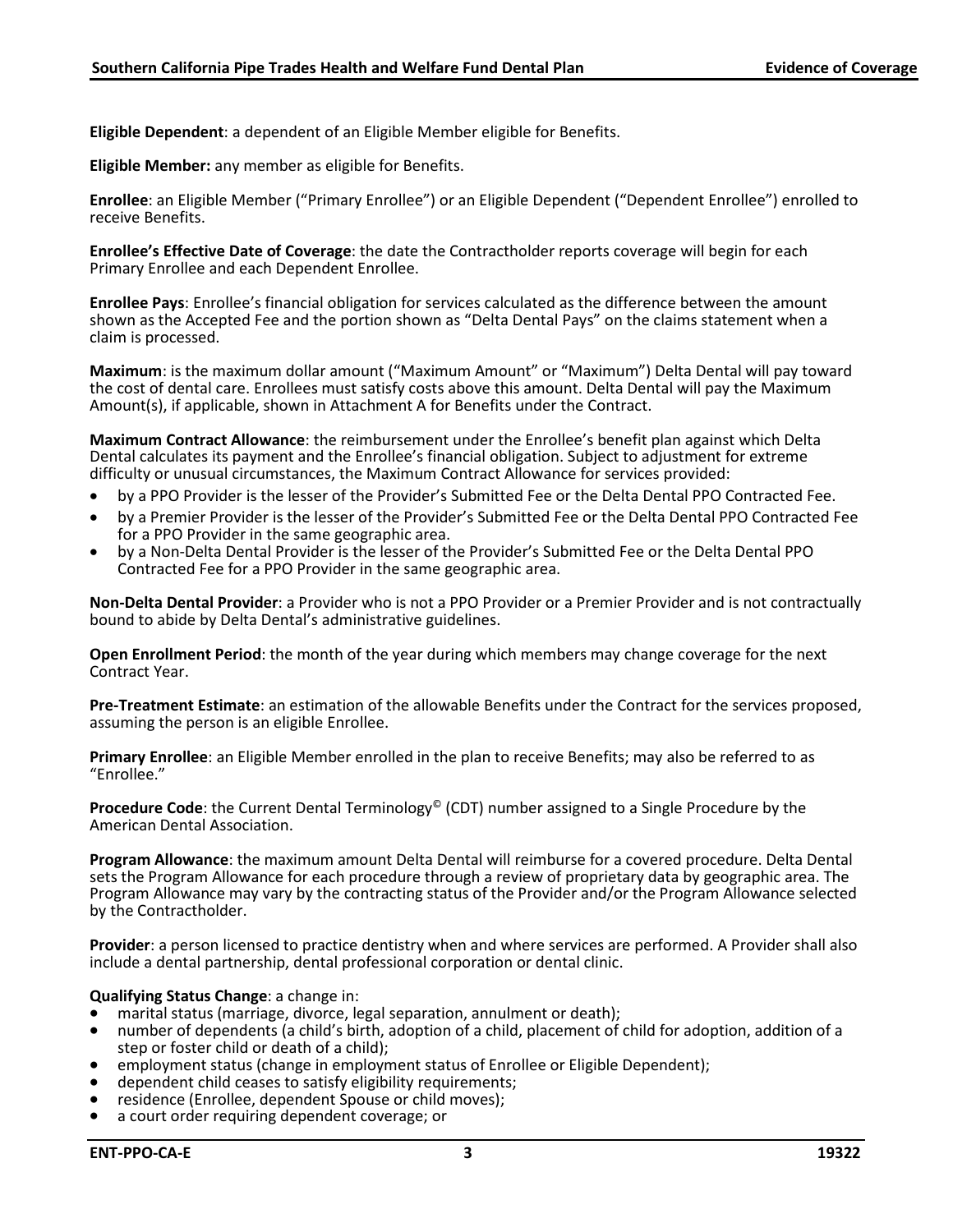**Eligible Dependent**: a dependent of an Eligible Member eligible for Benefits.

**Eligible Member:** any member as eligible for Benefits.

**Enrollee**: an Eligible Member ("Primary Enrollee") or an Eligible Dependent ("Dependent Enrollee") enrolled to receive Benefits.

**Enrollee's Effective Date of Coverage**: the date the Contractholder reports coverage will begin for each Primary Enrollee and each Dependent Enrollee.

**Enrollee Pays**: Enrollee's financial obligation for services calculated as the difference between the amount shown as the Accepted Fee and the portion shown as "Delta Dental Pays" on the claims statement when a claim is processed.

**Maximum**: is the maximum dollar amount ("Maximum Amount" or "Maximum") Delta Dental will pay toward the cost of dental care. Enrollees must satisfy costs above this amount. Delta Dental will pay the Maximum Amount(s), if applicable, shown in Attachment A for Benefits under the Contract.

**Maximum Contract Allowance**: the reimbursement under the Enrollee's benefit plan against which Delta Dental calculates its payment and the Enrollee's financial obligation. Subject to adjustment for extreme difficulty or unusual circumstances, the Maximum Contract Allowance for services provided:

- by a PPO Provider is the lesser of the Provider's Submitted Fee or the Delta Dental PPO Contracted Fee.
- by a Premier Provider is the lesser of the Provider's Submitted Fee or the Delta Dental PPO Contracted Fee for a PPO Provider in the same geographic area.
- by a Non-Delta Dental Provider is the lesser of the Provider's Submitted Fee or the Delta Dental PPO Contracted Fee for a PPO Provider in the same geographic area.

**Non-Delta Dental Provider**: a Provider who is not a PPO Provider or a Premier Provider and is not contractually bound to abide by Delta Dental's administrative guidelines.

**Open Enrollment Period**: the month of the year during which members may change coverage for the next Contract Year.

**Pre-Treatment Estimate**: an estimation of the allowable Benefits under the Contract for the services proposed, assuming the person is an eligible Enrollee.

**Primary Enrollee**: an Eligible Member enrolled in the plan to receive Benefits; may also be referred to as "Enrollee."

**Procedure Code**: the Current Dental Terminology© (CDT) number assigned to a Single Procedure by the American Dental Association.

**Program Allowance**: the maximum amount Delta Dental will reimburse for a covered procedure. Delta Dental sets the Program Allowance for each procedure through a review of proprietary data by geographic area. The Program Allowance may vary by the contracting status of the Provider and/or the Program Allowance selected by the Contractholder.

**Provider**: a person licensed to practice dentistry when and where services are performed. A Provider shall also include a dental partnership, dental professional corporation or dental clinic.

**Qualifying Status Change**: a change in:

- marital status (marriage, divorce, legal separation, annulment or death);
- number of dependents (a child's birth, adoption of a child, placement of child for adoption, addition of a step or foster child or death of a child);
- employment status (change in employment status of Enrollee or Eligible Dependent);
- dependent child ceases to satisfy eligibility requirements;
- residence (Enrollee, dependent Spouse or child moves);
- a court order requiring dependent coverage; or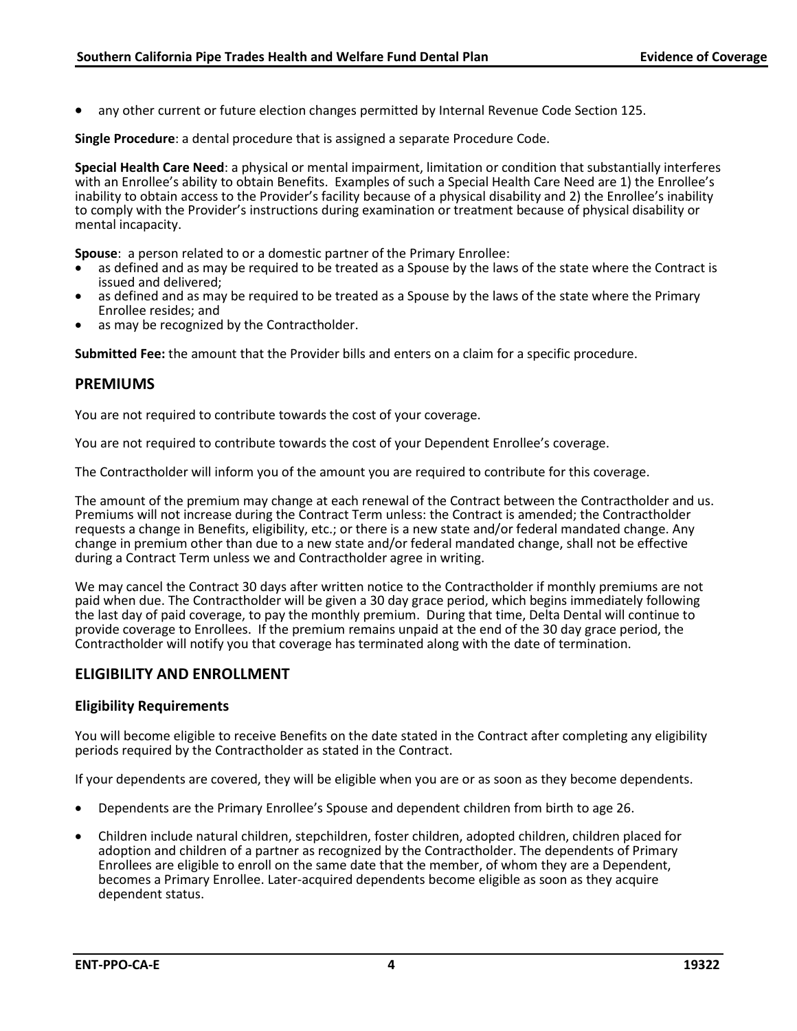- any other current or future election changes permitted by Internal Revenue Code Section 125.

**Single Procedure**: a dental procedure that is assigned a separate Procedure Code.

**Special Health Care Need**: a physical or mental impairment, limitation or condition that substantially interferes with an Enrollee's ability to obtain Benefits. Examples of such a Special Health Care Need are 1) the Enrollee's inability to obtain access to the Provider's facility because of a physical disability and 2) the Enrollee's inability to comply with the Provider's instructions during examination or treatment because of physical disability or mental incapacity.

**Spouse**: a person related to or a domestic partner of the Primary Enrollee:

- as defined and as may be required to be treated as a Spouse by the laws of the state where the Contract is issued and delivered;
- as defined and as may be required to be treated as a Spouse by the laws of the state where the Primary Enrollee resides; and
- as may be recognized by the Contractholder.

**Submitted Fee:** the amount that the Provider bills and enters on a claim for a specific procedure.

## PREMIUMS

You are not required to contribute towards the cost of your coverage.

You are not required to contribute towards the cost of your Dependent Enrollee's coverage.

The Contractholder will inform you of the amount you are required to contribute for this coverage.

The amount of the premium may change at each renewal of the Contract between the Contractholder and us. Premiums will not increase during the Contract Term unless: the Contract is amended; the Contractholder requests a change in Benefits, eligibility, etc.; or there is a new state and/or federal mandated change. Any change in premium other than due to a new state and/or federal mandated change, shall not be effective during a Contract Term unless we and Contractholder agree in writing.

We may cancel the Contract 30 days after written notice to the Contractholder if monthly premiums are not paid when due. The Contractholder will be given a 30 day grace period, which begins immediately following the last day of paid coverage, to pay the monthly premium. During that time, Delta Dental will continue to provide coverage to Enrollees. If the premium remains unpaid at the end of the 30 day grace period, the Contractholder will notify you that coverage has terminated along with the date of termination.

## ELIGIBILITY AND ENROLLMENT

### Eligibility Requirements

You will become eligible to receive Benefits on the date stated in the Contract after completing any eligibility periods required by the Contractholder as stated in the Contract.

If your dependents are covered, they will be eligible when you are or as soon as they become dependents.

- Dependents are the Primary Enrollee's Spouse and dependent children from birth to age 26.
- Children include natural children, stepchildren, foster children, adopted children, children placed for adoption and children of a partner as recognized by the Contractholder. The dependents of Primary Enrollees are eligible to enroll on the same date that the member, of whom they are a Dependent, becomes a Primary Enrollee. Later-acquired dependents become eligible as soon as they acquire dependent status.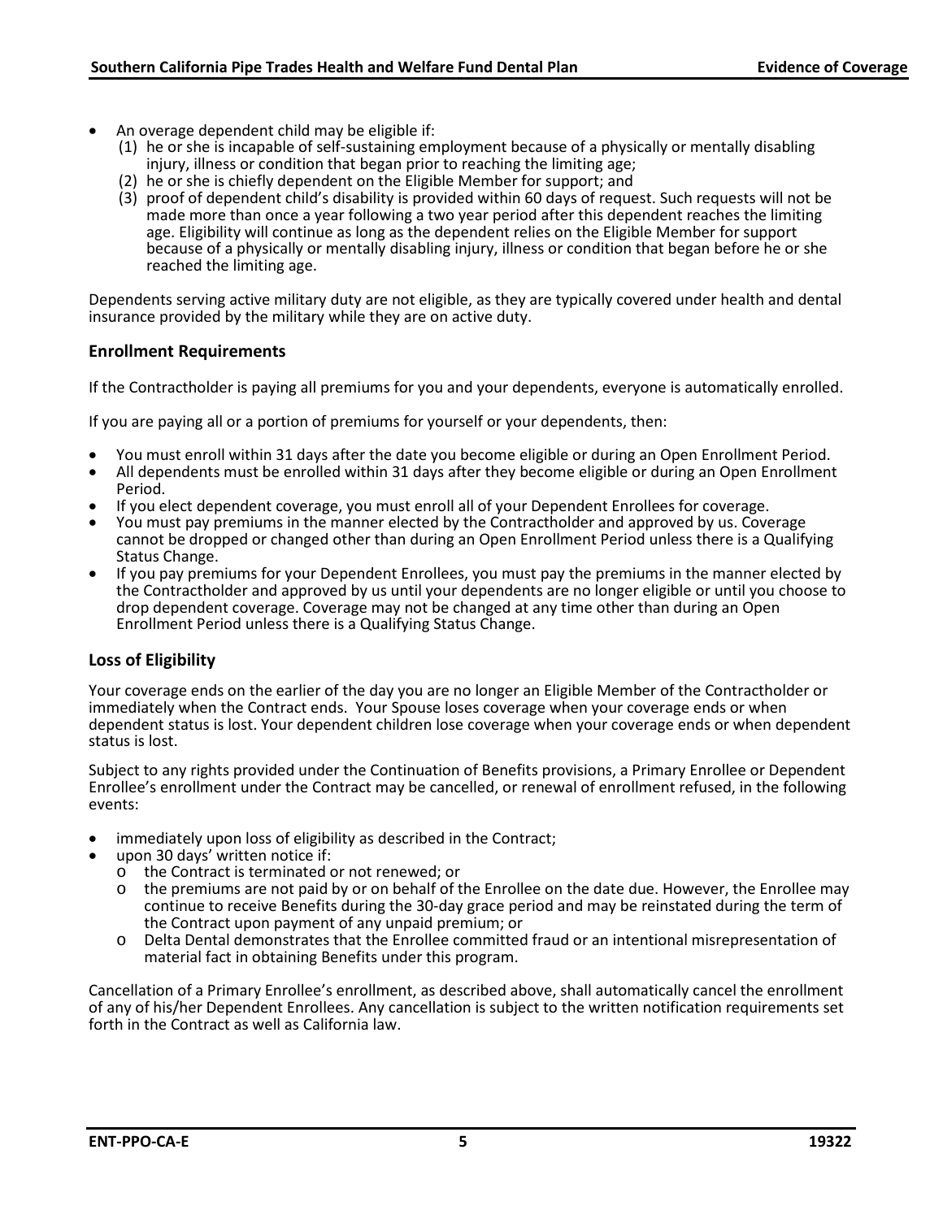- An overage dependent child may be eligible if:
  1. he or she is incapable of self-sustaining employment because of a physically or mentally disabling injury, illness or condition that began prior to reaching the limiting age;
  2. he or she is chiefly dependent on the Eligible Member for support; and
  3. proof of dependent child's disability is provided within 60 days of request. Such requests will not be made more than once a year following a two year period after this dependent reaches the limiting age. Eligibility will continue as long as the dependent relies on the Eligible Member for support because of a physically or mentally disabling injury, illness or condition that began before he or she reached the limiting age.

Dependents serving active military duty are not eligible, as they are typically covered under health and dental insurance provided by the military while they are on active duty.

### Enrollment Requirements

If the Contractholder is paying all premiums for you and your dependents, everyone is automatically enrolled.

If you are paying all or a portion of premiums for yourself or your dependents, then:

- You must enroll within 31 days after the date you become eligible or during an Open Enrollment Period.
- All dependents must be enrolled within 31 days after they become eligible or during an Open Enrollment Period.
- If you elect dependent coverage, you must enroll all of your Dependent Enrollees for coverage.
- You must pay premiums in the manner elected by the Contractholder and approved by us. Coverage cannot be dropped or changed other than during an Open Enrollment Period unless there is a Qualifying Status Change.
- If you pay premiums for your Dependent Enrollees, you must pay the premiums in the manner elected by the Contractholder and approved by us until your dependents are no longer eligible or until you choose to drop dependent coverage. Coverage may not be changed at any time other than during an Open Enrollment Period unless there is a Qualifying Status Change.

### Loss of Eligibility

Your coverage ends on the earlier of the day you are no longer an Eligible Member of the Contractholder or immediately when the Contract ends. Your Spouse loses coverage when your coverage ends or when dependent status is lost. Your dependent children lose coverage when your coverage ends or when dependent status is lost.

Subject to any rights provided under the Continuation of Benefits provisions, a Primary Enrollee or Dependent Enrollee's enrollment under the Contract may be cancelled, or renewal of enrollment refused, in the following events:

- immediately upon loss of eligibility as described in the Contract;
- upon 30 days' written notice if:
  - the Contract is terminated or not renewed; or
  - the premiums are not paid by or on behalf of the Enrollee on the date due. However, the Enrollee may continue to receive Benefits during the 30-day grace period and may be reinstated during the term of the Contract upon payment of any unpaid premium; or
  - Delta Dental demonstrates that the Enrollee committed fraud or an intentional misrepresentation of material fact in obtaining Benefits under this program.

Cancellation of a Primary Enrollee's enrollment, as described above, shall automatically cancel the enrollment of any of his/her Dependent Enrollees. Any cancellation is subject to the written notification requirements set forth in the Contract as well as California law.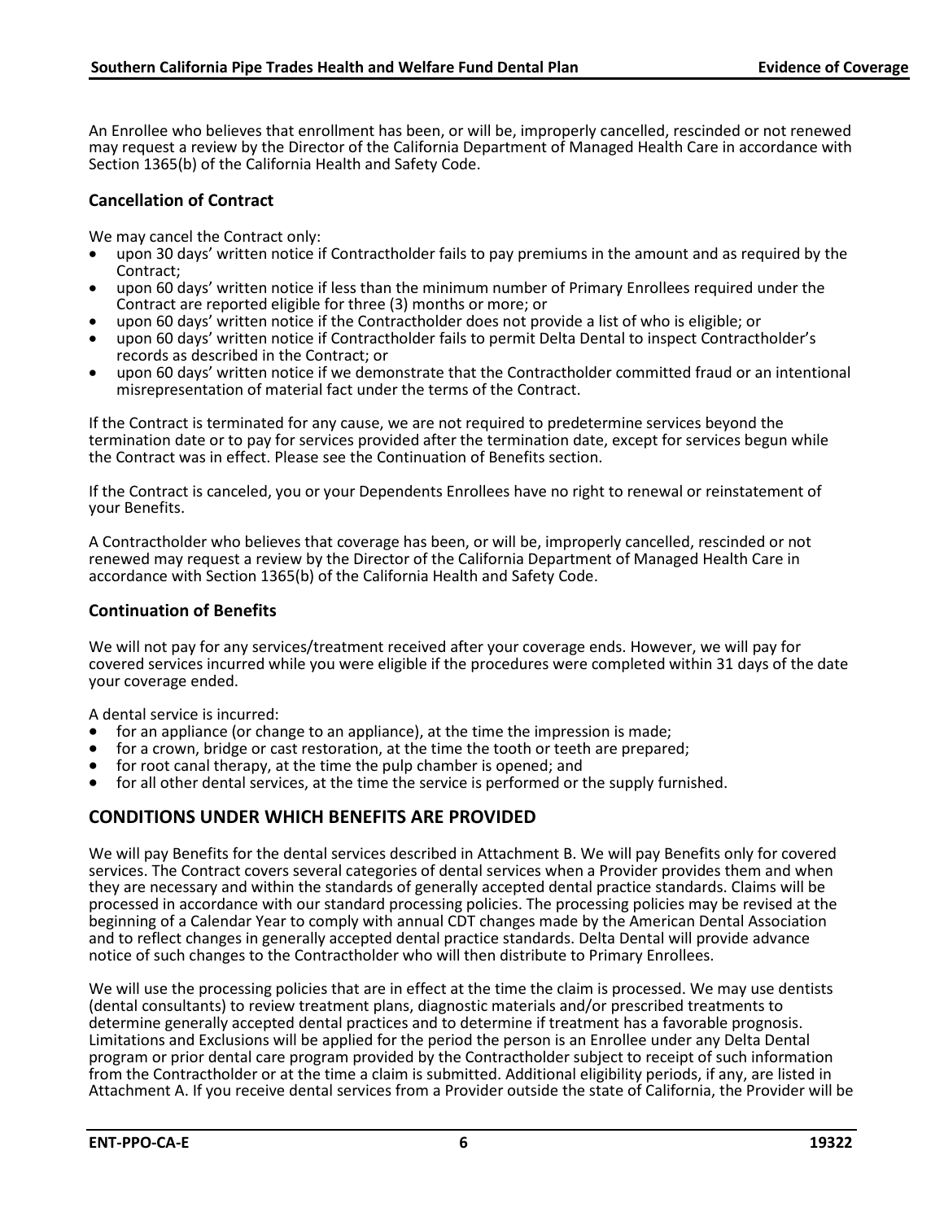An Enrollee who believes that enrollment has been, or will be, improperly cancelled, rescinded or not renewed may request a review by the Director of the California Department of Managed Health Care in accordance with Section 1365(b) of the California Health and Safety Code.

### Cancellation of Contract

We may cancel the Contract only:

- upon 30 days' written notice if Contractholder fails to pay premiums in the amount and as required by the Contract;
- upon 60 days' written notice if less than the minimum number of Primary Enrollees required under the Contract are reported eligible for three (3) months or more; or
- upon 60 days' written notice if the Contractholder does not provide a list of who is eligible; or
- upon 60 days' written notice if Contractholder fails to permit Delta Dental to inspect Contractholder's records as described in the Contract; or
- upon 60 days' written notice if we demonstrate that the Contractholder committed fraud or an intentional misrepresentation of material fact under the terms of the Contract.

If the Contract is terminated for any cause, we are not required to predetermine services beyond the termination date or to pay for services provided after the termination date, except for services begun while the Contract was in effect. Please see the Continuation of Benefits section.

If the Contract is canceled, you or your Dependents Enrollees have no right to renewal or reinstatement of your Benefits.

A Contractholder who believes that coverage has been, or will be, improperly cancelled, rescinded or not renewed may request a review by the Director of the California Department of Managed Health Care in accordance with Section 1365(b) of the California Health and Safety Code.

### Continuation of Benefits

We will not pay for any services/treatment received after your coverage ends. However, we will pay for covered services incurred while you were eligible if the procedures were completed within 31 days of the date your coverage ended.

A dental service is incurred:

- for an appliance (or change to an appliance), at the time the impression is made;
- for a crown, bridge or cast restoration, at the time the tooth or teeth are prepared;
- for root canal therapy, at the time the pulp chamber is opened; and
- for all other dental services, at the time the service is performed or the supply furnished.

## CONDITIONS UNDER WHICH BENEFITS ARE PROVIDED

We will pay Benefits for the dental services described in Attachment B. We will pay Benefits only for covered services. The Contract covers several categories of dental services when a Provider provides them and when they are necessary and within the standards of generally accepted dental practice standards. Claims will be processed in accordance with our standard processing policies. The processing policies may be revised at the beginning of a Calendar Year to comply with annual CDT changes made by the American Dental Association and to reflect changes in generally accepted dental practice standards. Delta Dental will provide advance notice of such changes to the Contractholder who will then distribute to Primary Enrollees.

We will use the processing policies that are in effect at the time the claim is processed. We may use dentists (dental consultants) to review treatment plans, diagnostic materials and/or prescribed treatments to determine generally accepted dental practices and to determine if treatment has a favorable prognosis. Limitations and Exclusions will be applied for the period the person is an Enrollee under any Delta Dental program or prior dental care program provided by the Contractholder subject to receipt of such information from the Contractholder or at the time a claim is submitted. Additional eligibility periods, if any, are listed in Attachment A. If you receive dental services from a Provider outside the state of California, the Provider will be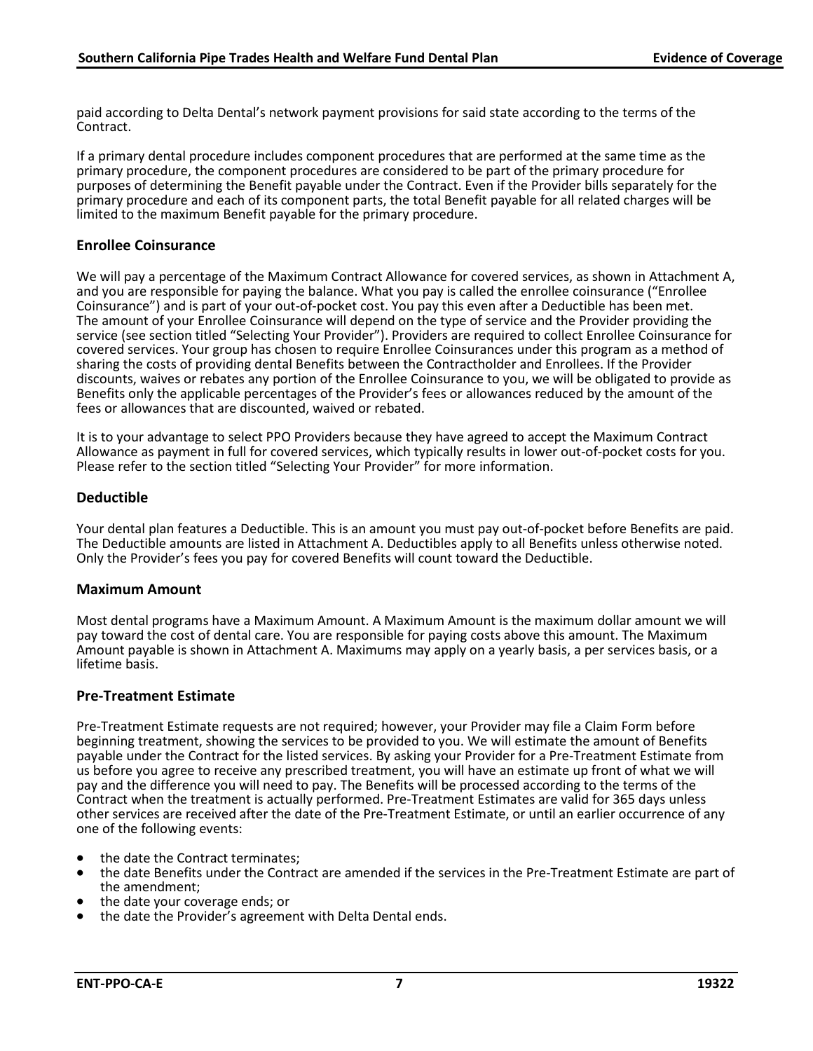paid according to Delta Dental's network payment provisions for said state according to the terms of the Contract.

If a primary dental procedure includes component procedures that are performed at the same time as the primary procedure, the component procedures are considered to be part of the primary procedure for purposes of determining the Benefit payable under the Contract. Even if the Provider bills separately for the primary procedure and each of its component parts, the total Benefit payable for all related charges will be limited to the maximum Benefit payable for the primary procedure.

### Enrollee Coinsurance

We will pay a percentage of the Maximum Contract Allowance for covered services, as shown in Attachment A, and you are responsible for paying the balance. What you pay is called the enrollee coinsurance ("Enrollee Coinsurance") and is part of your out-of-pocket cost. You pay this even after a Deductible has been met. The amount of your Enrollee Coinsurance will depend on the type of service and the Provider providing the service (see section titled "Selecting Your Provider"). Providers are required to collect Enrollee Coinsurance for covered services. Your group has chosen to require Enrollee Coinsurances under this program as a method of sharing the costs of providing dental Benefits between the Contractholder and Enrollees. If the Provider discounts, waives or rebates any portion of the Enrollee Coinsurance to you, we will be obligated to provide as Benefits only the applicable percentages of the Provider's fees or allowances reduced by the amount of the fees or allowances that are discounted, waived or rebated.

It is to your advantage to select PPO Providers because they have agreed to accept the Maximum Contract Allowance as payment in full for covered services, which typically results in lower out-of-pocket costs for you. Please refer to the section titled "Selecting Your Provider" for more information.

### Deductible

Your dental plan features a Deductible. This is an amount you must pay out-of-pocket before Benefits are paid. The Deductible amounts are listed in Attachment A. Deductibles apply to all Benefits unless otherwise noted. Only the Provider's fees you pay for covered Benefits will count toward the Deductible.

### Maximum Amount

Most dental programs have a Maximum Amount. A Maximum Amount is the maximum dollar amount we will pay toward the cost of dental care. You are responsible for paying costs above this amount. The Maximum Amount payable is shown in Attachment A. Maximums may apply on a yearly basis, a per services basis, or a lifetime basis.

### Pre-Treatment Estimate

Pre-Treatment Estimate requests are not required; however, your Provider may file a Claim Form before beginning treatment, showing the services to be provided to you. We will estimate the amount of Benefits payable under the Contract for the listed services. By asking your Provider for a Pre-Treatment Estimate from us before you agree to receive any prescribed treatment, you will have an estimate up front of what we will pay and the difference you will need to pay. The Benefits will be processed according to the terms of the Contract when the treatment is actually performed. Pre-Treatment Estimates are valid for 365 days unless other services are received after the date of the Pre-Treatment Estimate, or until an earlier occurrence of any one of the following events:

- the date the Contract terminates;
- the date Benefits under the Contract are amended if the services in the Pre-Treatment Estimate are part of the amendment;
- the date your coverage ends; or
- the date the Provider's agreement with Delta Dental ends.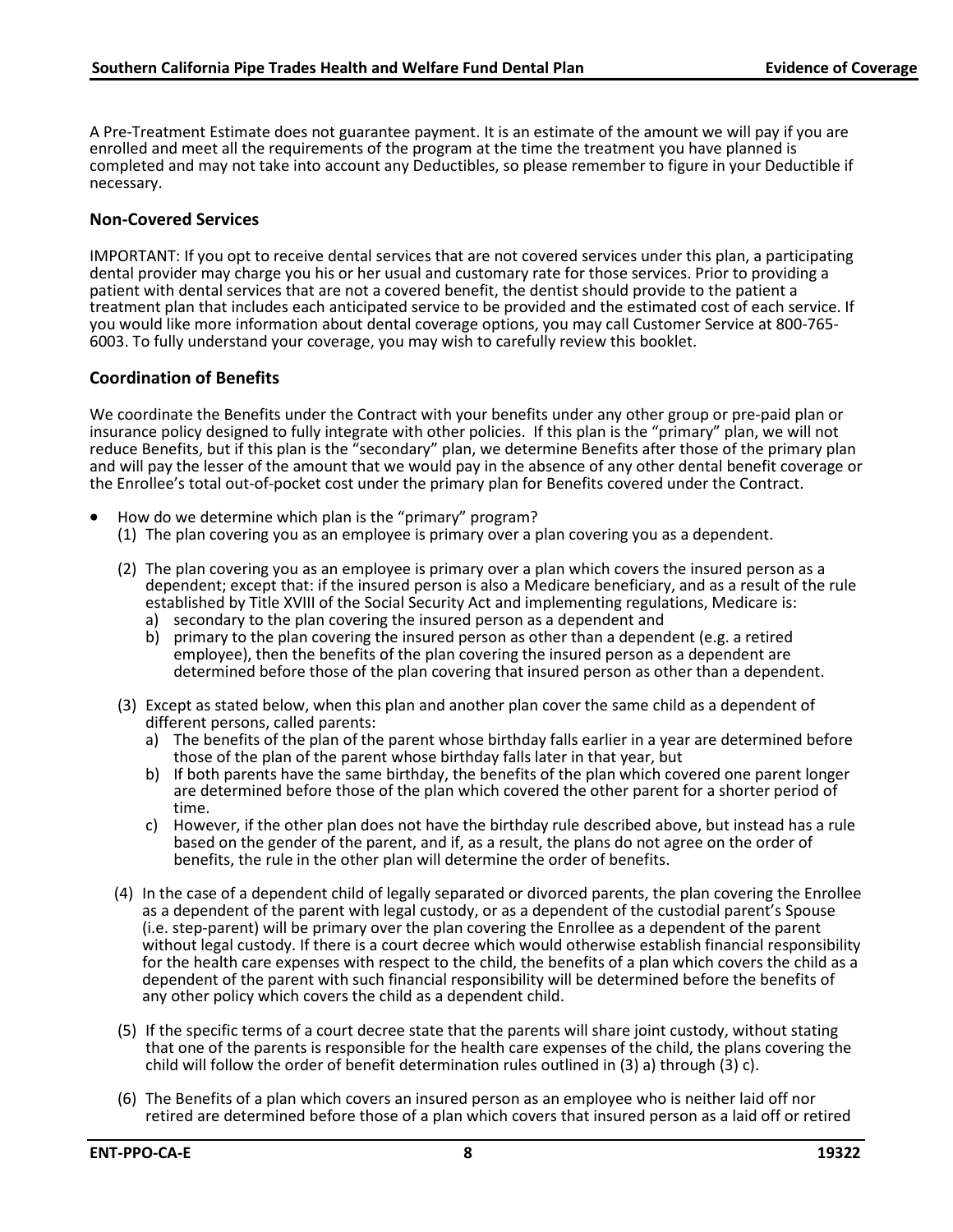A Pre-Treatment Estimate does not guarantee payment. It is an estimate of the amount we will pay if you are enrolled and meet all the requirements of the program at the time the treatment you have planned is completed and may not take into account any Deductibles, so please remember to figure in your Deductible if necessary.

### Non-Covered Services

IMPORTANT: If you opt to receive dental services that are not covered services under this plan, a participating dental provider may charge you his or her usual and customary rate for those services. Prior to providing a patient with dental services that are not a covered benefit, the dentist should provide to the patient a treatment plan that includes each anticipated service to be provided and the estimated cost of each service. If you would like more information about dental coverage options, you may call Customer Service at 800-765-6003. To fully understand your coverage, you may wish to carefully review this booklet.

### Coordination of Benefits

We coordinate the Benefits under the Contract with your benefits under any other group or pre-paid plan or insurance policy designed to fully integrate with other policies. If this plan is the "primary" plan, we will not reduce Benefits, but if this plan is the "secondary" plan, we determine Benefits after those of the primary plan and will pay the lesser of the amount that we would pay in the absence of any other dental benefit coverage or the Enrollee's total out-of-pocket cost under the primary plan for Benefits covered under the Contract.

- How do we determine which plan is the "primary" program?
  (1) The plan covering you as an employee is primary over a plan covering you as a dependent.

  (2) The plan covering you as an employee is primary over a plan which covers the insured person as a dependent; except that: if the insured person is also a Medicare beneficiary, and as a result of the rule established by Title XVIII of the Social Security Act and implementing regulations, Medicare is:
    a) secondary to the plan covering the insured person as a dependent and
    b) primary to the plan covering the insured person as other than a dependent (e.g. a retired employee), then the benefits of the plan covering the insured person as a dependent are determined before those of the plan covering that insured person as other than a dependent.

  (3) Except as stated below, when this plan and another plan cover the same child as a dependent of different persons, called parents:
    a) The benefits of the plan of the parent whose birthday falls earlier in a year are determined before those of the plan of the parent whose birthday falls later in that year, but
    b) If both parents have the same birthday, the benefits of the plan which covered one parent longer are determined before those of the plan which covered the other parent for a shorter period of time.
    c) However, if the other plan does not have the birthday rule described above, but instead has a rule based on the gender of the parent, and if, as a result, the plans do not agree on the order of benefits, the rule in the other plan will determine the order of benefits.

  (4) In the case of a dependent child of legally separated or divorced parents, the plan covering the Enrollee as a dependent of the parent with legal custody, or as a dependent of the custodial parent's Spouse (i.e. step-parent) will be primary over the plan covering the Enrollee as a dependent of the parent without legal custody. If there is a court decree which would otherwise establish financial responsibility for the health care expenses with respect to the child, the benefits of a plan which covers the child as a dependent of the parent with such financial responsibility will be determined before the benefits of any other policy which covers the child as a dependent child.

  (5) If the specific terms of a court decree state that the parents will share joint custody, without stating that one of the parents is responsible for the health care expenses of the child, the plans covering the child will follow the order of benefit determination rules outlined in (3) a) through (3) c).

  (6) The Benefits of a plan which covers an insured person as an employee who is neither laid off nor retired are determined before those of a plan which covers that insured person as a laid off or retired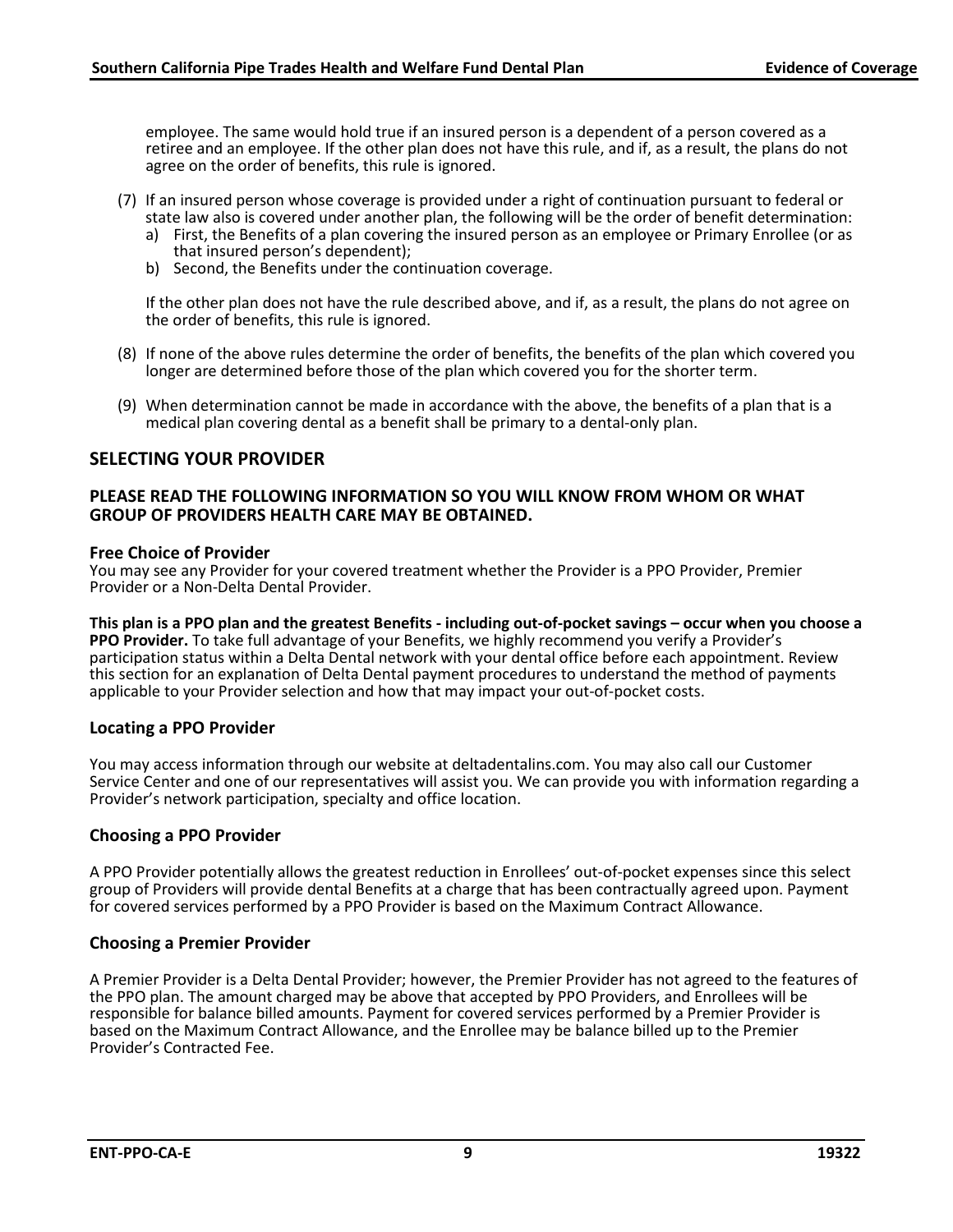employee. The same would hold true if an insured person is a dependent of a person covered as a retiree and an employee. If the other plan does not have this rule, and if, as a result, the plans do not agree on the order of benefits, this rule is ignored.

(7) If an insured person whose coverage is provided under a right of continuation pursuant to federal or state law also is covered under another plan, the following will be the order of benefit determination:
   a) First, the Benefits of a plan covering the insured person as an employee or Primary Enrollee (or as that insured person's dependent);
   b) Second, the Benefits under the continuation coverage.

   If the other plan does not have the rule described above, and if, as a result, the plans do not agree on the order of benefits, this rule is ignored.

(8) If none of the above rules determine the order of benefits, the benefits of the plan which covered you longer are determined before those of the plan which covered you for the shorter term.

(9) When determination cannot be made in accordance with the above, the benefits of a plan that is a medical plan covering dental as a benefit shall be primary to a dental-only plan.

## SELECTING YOUR PROVIDER

### PLEASE READ THE FOLLOWING INFORMATION SO YOU WILL KNOW FROM WHOM OR WHAT GROUP OF PROVIDERS HEALTH CARE MAY BE OBTAINED.

**Free Choice of Provider**
You may see any Provider for your covered treatment whether the Provider is a PPO Provider, Premier Provider or a Non-Delta Dental Provider.

**This plan is a PPO plan and the greatest Benefits - including out-of-pocket savings – occur when you choose a PPO Provider.** To take full advantage of your Benefits, we highly recommend you verify a Provider's participation status within a Delta Dental network with your dental office before each appointment. Review this section for an explanation of Delta Dental payment procedures to understand the method of payments applicable to your Provider selection and how that may impact your out-of-pocket costs.

### Locating a PPO Provider

You may access information through our website at deltadentalins.com. You may also call our Customer Service Center and one of our representatives will assist you. We can provide you with information regarding a Provider's network participation, specialty and office location.

### Choosing a PPO Provider

A PPO Provider potentially allows the greatest reduction in Enrollees' out-of-pocket expenses since this select group of Providers will provide dental Benefits at a charge that has been contractually agreed upon. Payment for covered services performed by a PPO Provider is based on the Maximum Contract Allowance.

### Choosing a Premier Provider

A Premier Provider is a Delta Dental Provider; however, the Premier Provider has not agreed to the features of the PPO plan. The amount charged may be above that accepted by PPO Providers, and Enrollees will be responsible for balance billed amounts. Payment for covered services performed by a Premier Provider is based on the Maximum Contract Allowance, and the Enrollee may be balance billed up to the Premier Provider's Contracted Fee.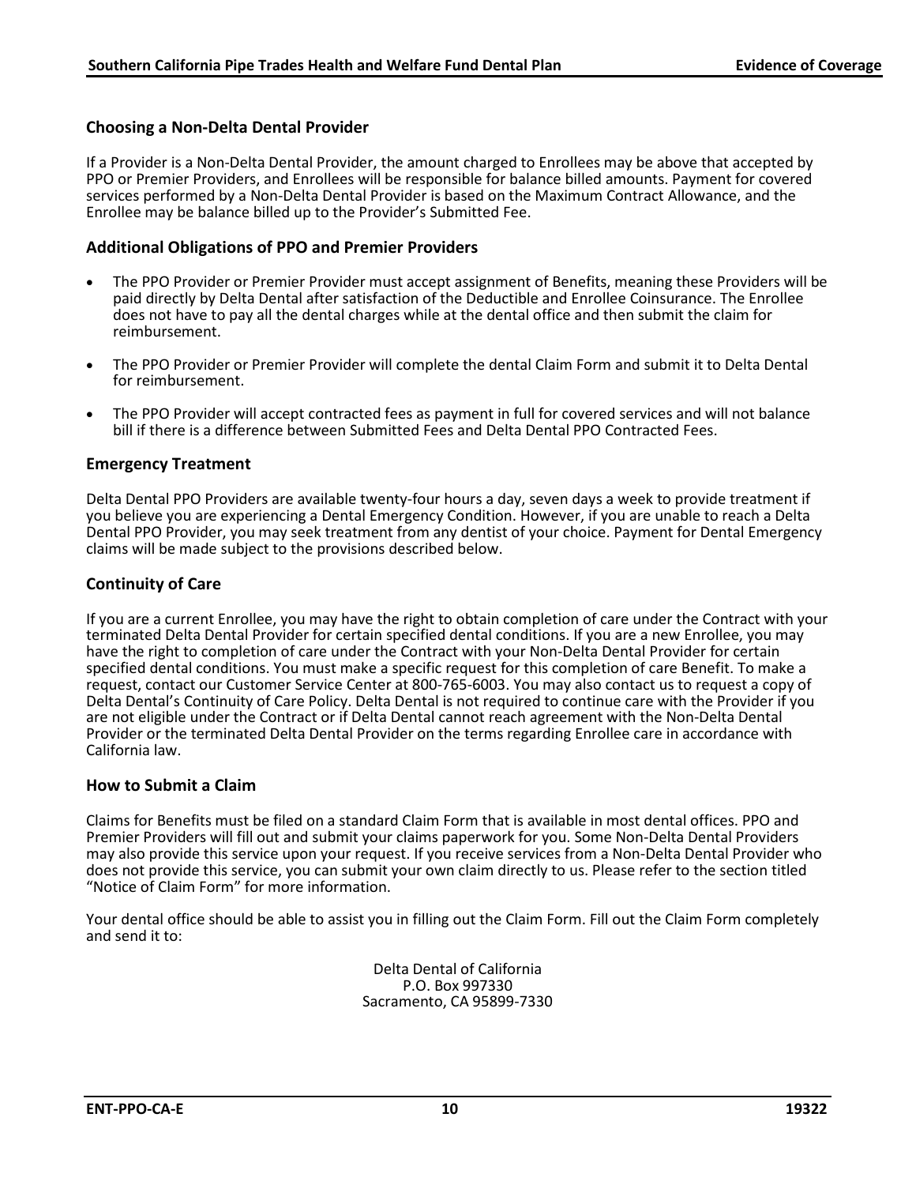### Choosing a Non-Delta Dental Provider

If a Provider is a Non-Delta Dental Provider, the amount charged to Enrollees may be above that accepted by PPO or Premier Providers, and Enrollees will be responsible for balance billed amounts. Payment for covered services performed by a Non-Delta Dental Provider is based on the Maximum Contract Allowance, and the Enrollee may be balance billed up to the Provider's Submitted Fee.

### Additional Obligations of PPO and Premier Providers

- The PPO Provider or Premier Provider must accept assignment of Benefits, meaning these Providers will be paid directly by Delta Dental after satisfaction of the Deductible and Enrollee Coinsurance. The Enrollee does not have to pay all the dental charges while at the dental office and then submit the claim for reimbursement.

- The PPO Provider or Premier Provider will complete the dental Claim Form and submit it to Delta Dental for reimbursement.

- The PPO Provider will accept contracted fees as payment in full for covered services and will not balance bill if there is a difference between Submitted Fees and Delta Dental PPO Contracted Fees.

### Emergency Treatment

Delta Dental PPO Providers are available twenty-four hours a day, seven days a week to provide treatment if you believe you are experiencing a Dental Emergency Condition. However, if you are unable to reach a Delta Dental PPO Provider, you may seek treatment from any dentist of your choice. Payment for Dental Emergency claims will be made subject to the provisions described below.

### Continuity of Care

If you are a current Enrollee, you may have the right to obtain completion of care under the Contract with your terminated Delta Dental Provider for certain specified dental conditions. If you are a new Enrollee, you may have the right to completion of care under the Contract with your Non-Delta Dental Provider for certain specified dental conditions. You must make a specific request for this completion of care Benefit. To make a request, contact our Customer Service Center at 800-765-6003. You may also contact us to request a copy of Delta Dental's Continuity of Care Policy. Delta Dental is not required to continue care with the Provider if you are not eligible under the Contract or if Delta Dental cannot reach agreement with the Non-Delta Dental Provider or the terminated Delta Dental Provider on the terms regarding Enrollee care in accordance with California law.

### How to Submit a Claim

Claims for Benefits must be filed on a standard Claim Form that is available in most dental offices. PPO and Premier Providers will fill out and submit your claims paperwork for you. Some Non-Delta Dental Providers may also provide this service upon your request. If you receive services from a Non-Delta Dental Provider who does not provide this service, you can submit your own claim directly to us. Please refer to the section titled "Notice of Claim Form" for more information.

Your dental office should be able to assist you in filling out the Claim Form. Fill out the Claim Form completely and send it to:

Delta Dental of California  
P.O. Box 997330  
Sacramento, CA 95899-7330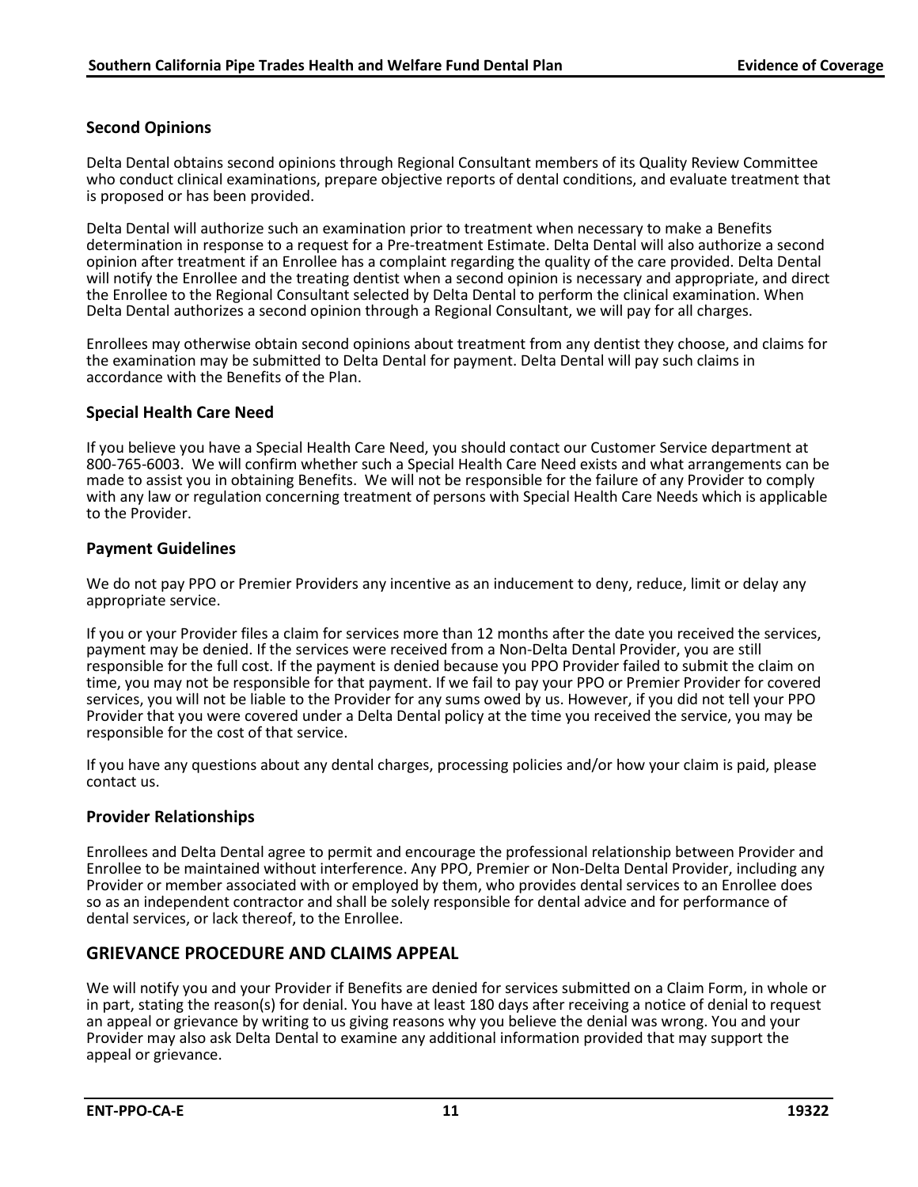### Second Opinions

Delta Dental obtains second opinions through Regional Consultant members of its Quality Review Committee who conduct clinical examinations, prepare objective reports of dental conditions, and evaluate treatment that is proposed or has been provided.

Delta Dental will authorize such an examination prior to treatment when necessary to make a Benefits determination in response to a request for a Pre-treatment Estimate. Delta Dental will also authorize a second opinion after treatment if an Enrollee has a complaint regarding the quality of the care provided. Delta Dental will notify the Enrollee and the treating dentist when a second opinion is necessary and appropriate, and direct the Enrollee to the Regional Consultant selected by Delta Dental to perform the clinical examination. When Delta Dental authorizes a second opinion through a Regional Consultant, we will pay for all charges.

Enrollees may otherwise obtain second opinions about treatment from any dentist they choose, and claims for the examination may be submitted to Delta Dental for payment. Delta Dental will pay such claims in accordance with the Benefits of the Plan.

### Special Health Care Need

If you believe you have a Special Health Care Need, you should contact our Customer Service department at 800-765-6003. We will confirm whether such a Special Health Care Need exists and what arrangements can be made to assist you in obtaining Benefits. We will not be responsible for the failure of any Provider to comply with any law or regulation concerning treatment of persons with Special Health Care Needs which is applicable to the Provider.

### Payment Guidelines

We do not pay PPO or Premier Providers any incentive as an inducement to deny, reduce, limit or delay any appropriate service.

If you or your Provider files a claim for services more than 12 months after the date you received the services, payment may be denied. If the services were received from a Non-Delta Dental Provider, you are still responsible for the full cost. If the payment is denied because you PPO Provider failed to submit the claim on time, you may not be responsible for that payment. If we fail to pay your PPO or Premier Provider for covered services, you will not be liable to the Provider for any sums owed by us. However, if you did not tell your PPO Provider that you were covered under a Delta Dental policy at the time you received the service, you may be responsible for the cost of that service.

If you have any questions about any dental charges, processing policies and/or how your claim is paid, please contact us.

### Provider Relationships

Enrollees and Delta Dental agree to permit and encourage the professional relationship between Provider and Enrollee to be maintained without interference. Any PPO, Premier or Non-Delta Dental Provider, including any Provider or member associated with or employed by them, who provides dental services to an Enrollee does so as an independent contractor and shall be solely responsible for dental advice and for performance of dental services, or lack thereof, to the Enrollee.

## GRIEVANCE PROCEDURE AND CLAIMS APPEAL

We will notify you and your Provider if Benefits are denied for services submitted on a Claim Form, in whole or in part, stating the reason(s) for denial. You have at least 180 days after receiving a notice of denial to request an appeal or grievance by writing to us giving reasons why you believe the denial was wrong. You and your Provider may also ask Delta Dental to examine any additional information provided that may support the appeal or grievance.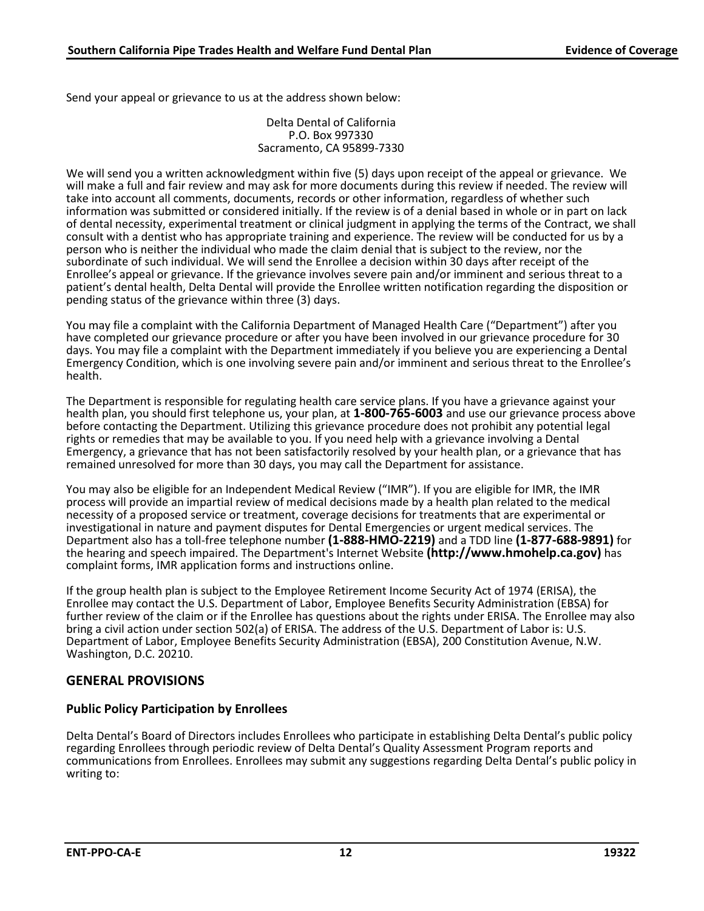Send your appeal or grievance to us at the address shown below:

Delta Dental of California
P.O. Box 997330
Sacramento, CA 95899-7330

We will send you a written acknowledgment within five (5) days upon receipt of the appeal or grievance. We will make a full and fair review and may ask for more documents during this review if needed. The review will take into account all comments, documents, records or other information, regardless of whether such information was submitted or considered initially. If the review is of a denial based in whole or in part on lack of dental necessity, experimental treatment or clinical judgment in applying the terms of the Contract, we shall consult with a dentist who has appropriate training and experience. The review will be conducted for us by a person who is neither the individual who made the claim denial that is subject to the review, nor the subordinate of such individual. We will send the Enrollee a decision within 30 days after receipt of the Enrollee's appeal or grievance. If the grievance involves severe pain and/or imminent and serious threat to a patient's dental health, Delta Dental will provide the Enrollee written notification regarding the disposition or pending status of the grievance within three (3) days.

You may file a complaint with the California Department of Managed Health Care ("Department") after you have completed our grievance procedure or after you have been involved in our grievance procedure for 30 days. You may file a complaint with the Department immediately if you believe you are experiencing a Dental Emergency Condition, which is one involving severe pain and/or imminent and serious threat to the Enrollee's health.

The Department is responsible for regulating health care service plans. If you have a grievance against your health plan, you should first telephone us, your plan, at **1-800-765-6003** and use our grievance process above before contacting the Department. Utilizing this grievance procedure does not prohibit any potential legal rights or remedies that may be available to you. If you need help with a grievance involving a Dental Emergency, a grievance that has not been satisfactorily resolved by your health plan, or a grievance that has remained unresolved for more than 30 days, you may call the Department for assistance.

You may also be eligible for an Independent Medical Review ("IMR"). If you are eligible for IMR, the IMR process will provide an impartial review of medical decisions made by a health plan related to the medical necessity of a proposed service or treatment, coverage decisions for treatments that are experimental or investigational in nature and payment disputes for Dental Emergencies or urgent medical services. The Department also has a toll-free telephone number **(1-888-HMO-2219)** and a TDD line **(1-877-688-9891)** for the hearing and speech impaired. The Department's Internet Website **(http://www.hmohelp.ca.gov)** has complaint forms, IMR application forms and instructions online.

If the group health plan is subject to the Employee Retirement Income Security Act of 1974 (ERISA), the Enrollee may contact the U.S. Department of Labor, Employee Benefits Security Administration (EBSA) for further review of the claim or if the Enrollee has questions about the rights under ERISA. The Enrollee may also bring a civil action under section 502(a) of ERISA. The address of the U.S. Department of Labor is: U.S. Department of Labor, Employee Benefits Security Administration (EBSA), 200 Constitution Avenue, N.W. Washington, D.C. 20210.

## GENERAL PROVISIONS

### Public Policy Participation by Enrollees

Delta Dental's Board of Directors includes Enrollees who participate in establishing Delta Dental's public policy regarding Enrollees through periodic review of Delta Dental's Quality Assessment Program reports and communications from Enrollees. Enrollees may submit any suggestions regarding Delta Dental's public policy in writing to: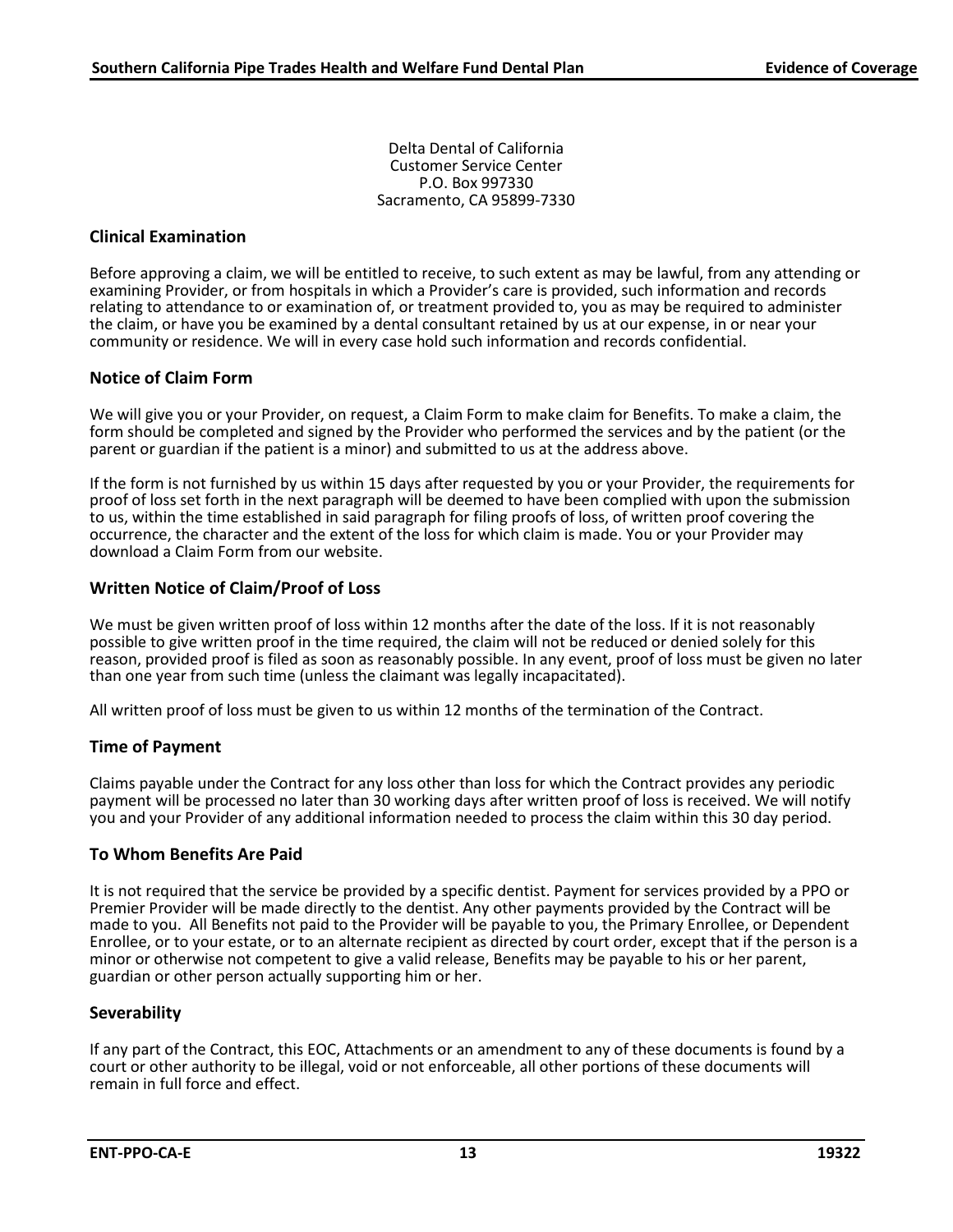Delta Dental of California
Customer Service Center
P.O. Box 997330
Sacramento, CA 95899-7330

### Clinical Examination

Before approving a claim, we will be entitled to receive, to such extent as may be lawful, from any attending or examining Provider, or from hospitals in which a Provider's care is provided, such information and records relating to attendance to or examination of, or treatment provided to, you as may be required to administer the claim, or have you be examined by a dental consultant retained by us at our expense, in or near your community or residence. We will in every case hold such information and records confidential.

### Notice of Claim Form

We will give you or your Provider, on request, a Claim Form to make claim for Benefits. To make a claim, the form should be completed and signed by the Provider who performed the services and by the patient (or the parent or guardian if the patient is a minor) and submitted to us at the address above.

If the form is not furnished by us within 15 days after requested by you or your Provider, the requirements for proof of loss set forth in the next paragraph will be deemed to have been complied with upon the submission to us, within the time established in said paragraph for filing proofs of loss, of written proof covering the occurrence, the character and the extent of the loss for which claim is made. You or your Provider may download a Claim Form from our website.

### Written Notice of Claim/Proof of Loss

We must be given written proof of loss within 12 months after the date of the loss. If it is not reasonably possible to give written proof in the time required, the claim will not be reduced or denied solely for this reason, provided proof is filed as soon as reasonably possible. In any event, proof of loss must be given no later than one year from such time (unless the claimant was legally incapacitated).

All written proof of loss must be given to us within 12 months of the termination of the Contract.

### Time of Payment

Claims payable under the Contract for any loss other than loss for which the Contract provides any periodic payment will be processed no later than 30 working days after written proof of loss is received. We will notify you and your Provider of any additional information needed to process the claim within this 30 day period.

### To Whom Benefits Are Paid

It is not required that the service be provided by a specific dentist. Payment for services provided by a PPO or Premier Provider will be made directly to the dentist. Any other payments provided by the Contract will be made to you. All Benefits not paid to the Provider will be payable to you, the Primary Enrollee, or Dependent Enrollee, or to your estate, or to an alternate recipient as directed by court order, except that if the person is a minor or otherwise not competent to give a valid release, Benefits may be payable to his or her parent, guardian or other person actually supporting him or her.

### Severability

If any part of the Contract, this EOC, Attachments or an amendment to any of these documents is found by a court or other authority to be illegal, void or not enforceable, all other portions of these documents will remain in full force and effect.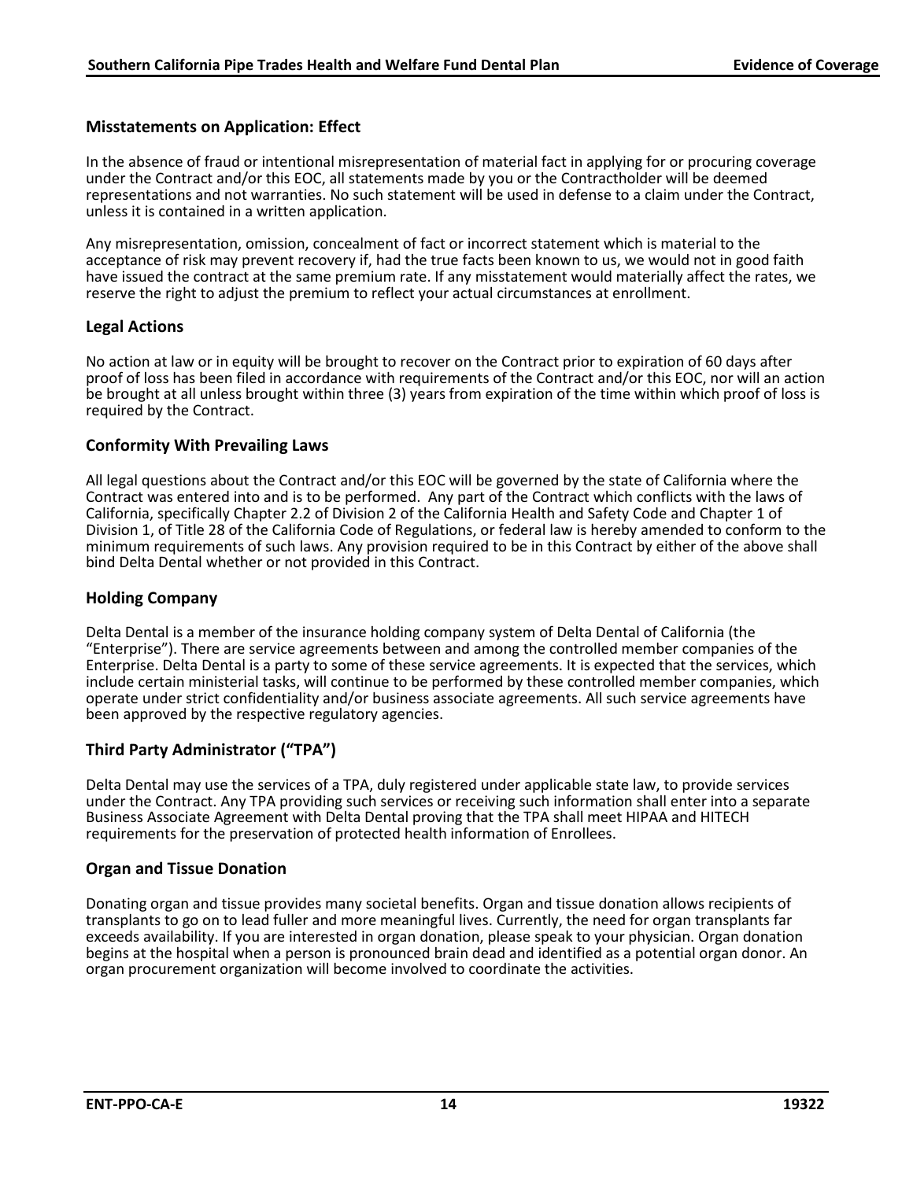## Misstatements on Application: Effect

In the absence of fraud or intentional misrepresentation of material fact in applying for or procuring coverage under the Contract and/or this EOC, all statements made by you or the Contractholder will be deemed representations and not warranties. No such statement will be used in defense to a claim under the Contract, unless it is contained in a written application.

Any misrepresentation, omission, concealment of fact or incorrect statement which is material to the acceptance of risk may prevent recovery if, had the true facts been known to us, we would not in good faith have issued the contract at the same premium rate. If any misstatement would materially affect the rates, we reserve the right to adjust the premium to reflect your actual circumstances at enrollment.

## Legal Actions

No action at law or in equity will be brought to recover on the Contract prior to expiration of 60 days after proof of loss has been filed in accordance with requirements of the Contract and/or this EOC, nor will an action be brought at all unless brought within three (3) years from expiration of the time within which proof of loss is required by the Contract.

## Conformity With Prevailing Laws

All legal questions about the Contract and/or this EOC will be governed by the state of California where the Contract was entered into and is to be performed. Any part of the Contract which conflicts with the laws of California, specifically Chapter 2.2 of Division 2 of the California Health and Safety Code and Chapter 1 of Division 1, of Title 28 of the California Code of Regulations, or federal law is hereby amended to conform to the minimum requirements of such laws. Any provision required to be in this Contract by either of the above shall bind Delta Dental whether or not provided in this Contract.

## Holding Company

Delta Dental is a member of the insurance holding company system of Delta Dental of California (the "Enterprise"). There are service agreements between and among the controlled member companies of the Enterprise. Delta Dental is a party to some of these service agreements. It is expected that the services, which include certain ministerial tasks, will continue to be performed by these controlled member companies, which operate under strict confidentiality and/or business associate agreements. All such service agreements have been approved by the respective regulatory agencies.

## Third Party Administrator ("TPA")

Delta Dental may use the services of a TPA, duly registered under applicable state law, to provide services under the Contract. Any TPA providing such services or receiving such information shall enter into a separate Business Associate Agreement with Delta Dental proving that the TPA shall meet HIPAA and HITECH requirements for the preservation of protected health information of Enrollees.

## Organ and Tissue Donation

Donating organ and tissue provides many societal benefits. Organ and tissue donation allows recipients of transplants to go on to lead fuller and more meaningful lives. Currently, the need for organ transplants far exceeds availability. If you are interested in organ donation, please speak to your physician. Organ donation begins at the hospital when a person is pronounced brain dead and identified as a potential organ donor. An organ procurement organization will become involved to coordinate the activities.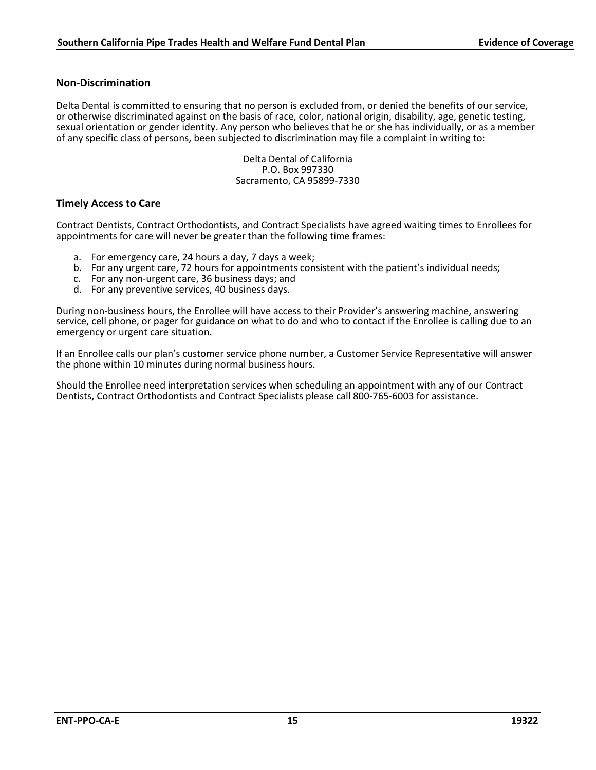## Non-Discrimination

Delta Dental is committed to ensuring that no person is excluded from, or denied the benefits of our service, or otherwise discriminated against on the basis of race, color, national origin, disability, age, genetic testing, sexual orientation or gender identity. Any person who believes that he or she has individually, or as a member of any specific class of persons, been subjected to discrimination may file a complaint in writing to:

Delta Dental of California
P.O. Box 997330
Sacramento, CA 95899-7330

## Timely Access to Care

Contract Dentists, Contract Orthodontists, and Contract Specialists have agreed waiting times to Enrollees for appointments for care will never be greater than the following time frames:

a. For emergency care, 24 hours a day, 7 days a week;
b. For any urgent care, 72 hours for appointments consistent with the patient's individual needs;
c. For any non-urgent care, 36 business days; and
d. For any preventive services, 40 business days.

During non-business hours, the Enrollee will have access to their Provider's answering machine, answering service, cell phone, or pager for guidance on what to do and who to contact if the Enrollee is calling due to an emergency or urgent care situation.

If an Enrollee calls our plan's customer service phone number, a Customer Service Representative will answer the phone within 10 minutes during normal business hours.

Should the Enrollee need interpretation services when scheduling an appointment with any of our Contract Dentists, Contract Orthodontists and Contract Specialists please call 800-765-6003 for assistance.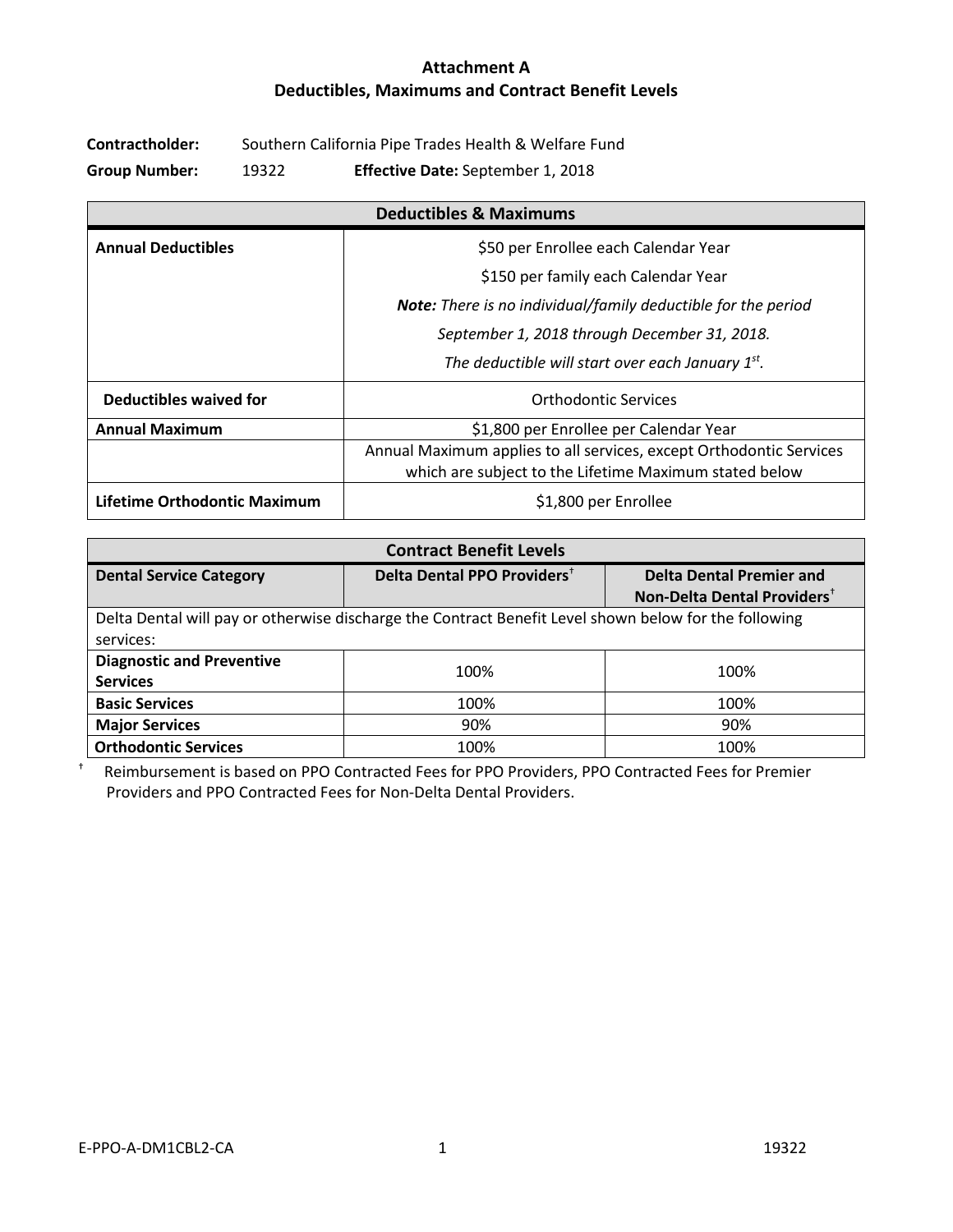# Attachment A
## Deductibles, Maximums and Contract Benefit Levels

**Contractholder:** Southern California Pipe Trades Health & Welfare Fund

**Group Number:** 19322 **Effective Date:** September 1, 2018

| Deductibles & Maximums | |
|---|---|
| **Annual Deductibles** | $50 per Enrollee each Calendar Year<br>$150 per family each Calendar Year<br>***Note:*** *There is no individual/family deductible for the period September 1, 2018 through December 31, 2018.*<br>*The deductible will start over each January 1st.* |
| **Deductibles waived for** | Orthodontic Services |
| **Annual Maximum** | $1,800 per Enrollee per Calendar Year |
| | Annual Maximum applies to all services, except Orthodontic Services which are subject to the Lifetime Maximum stated below |
| **Lifetime Orthodontic Maximum** | $1,800 per Enrollee |

| Contract Benefit Levels | | |
|---|---|---|
| **Dental Service Category** | **Delta Dental PPO Providers†** | **Delta Dental Premier and Non-Delta Dental Providers†** |
| Delta Dental will pay or otherwise discharge the Contract Benefit Level shown below for the following services: | | |
| **Diagnostic and Preventive Services** | 100% | 100% |
| **Basic Services** | 100% | 100% |
| **Major Services** | 90% | 90% |
| **Orthodontic Services** | 100% | 100% |

† Reimbursement is based on PPO Contracted Fees for PPO Providers, PPO Contracted Fees for Premier Providers and PPO Contracted Fees for Non-Delta Dental Providers.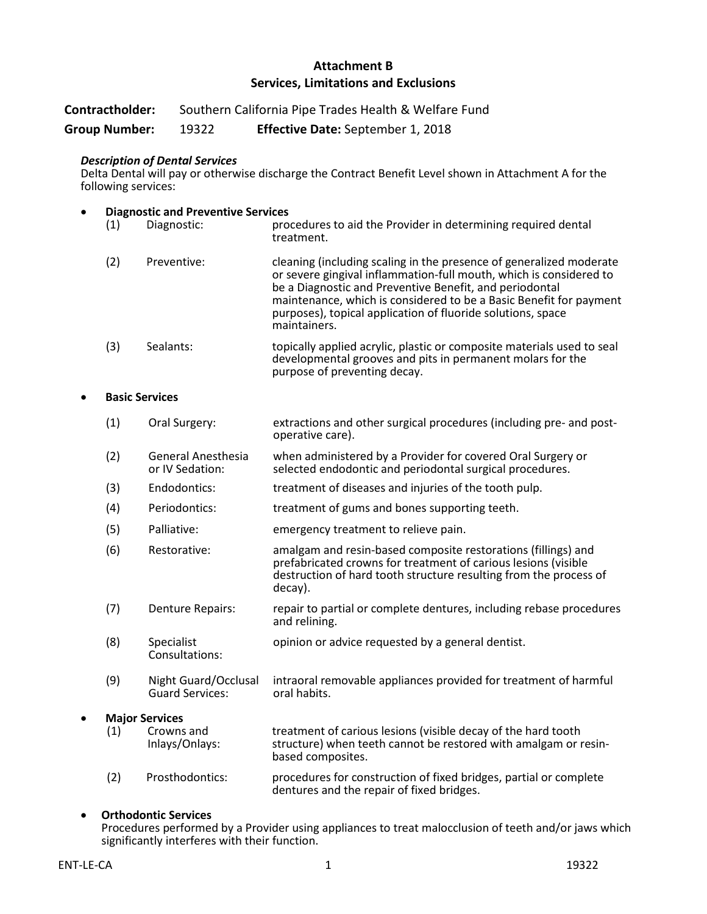# Attachment B
## Services, Limitations and Exclusions

**Contractholder:** Southern California Pipe Trades Health & Welfare Fund

**Group Number:** 19322 **Effective Date:** September 1, 2018

***Description of Dental Services***

Delta Dental will pay or otherwise discharge the Contract Benefit Level shown in Attachment A for the following services:

- **Diagnostic and Preventive Services**
  - (1) Diagnostic: procedures to aid the Provider in determining required dental treatment.
  - (2) Preventive: cleaning (including scaling in the presence of generalized moderate or severe gingival inflammation-full mouth, which is considered to be a Diagnostic and Preventive Benefit, and periodontal maintenance, which is considered to be a Basic Benefit for payment purposes), topical application of fluoride solutions, space maintainers.
  - (3) Sealants: topically applied acrylic, plastic or composite materials used to seal developmental grooves and pits in permanent molars for the purpose of preventing decay.

- **Basic Services**
  - (1) Oral Surgery: extractions and other surgical procedures (including pre- and post-operative care).
  - (2) General Anesthesia or IV Sedation: when administered by a Provider for covered Oral Surgery or selected endodontic and periodontal surgical procedures.
  - (3) Endodontics: treatment of diseases and injuries of the tooth pulp.
  - (4) Periodontics: treatment of gums and bones supporting teeth.
  - (5) Palliative: emergency treatment to relieve pain.
  - (6) Restorative: amalgam and resin-based composite restorations (fillings) and prefabricated crowns for treatment of carious lesions (visible destruction of hard tooth structure resulting from the process of decay).
  - (7) Denture Repairs: repair to partial or complete dentures, including rebase procedures and relining.
  - (8) Specialist Consultations: opinion or advice requested by a general dentist.
  - (9) Night Guard/Occlusal Guard Services: intraoral removable appliances provided for treatment of harmful oral habits.

- **Major Services**
  - (1) Crowns and Inlays/Onlays: treatment of carious lesions (visible decay of the hard tooth structure) when teeth cannot be restored with amalgam or resin-based composites.
  - (2) Prosthodontics: procedures for construction of fixed bridges, partial or complete dentures and the repair of fixed bridges.

- **Orthodontic Services**

  Procedures performed by a Provider using appliances to treat malocclusion of teeth and/or jaws which significantly interferes with their function.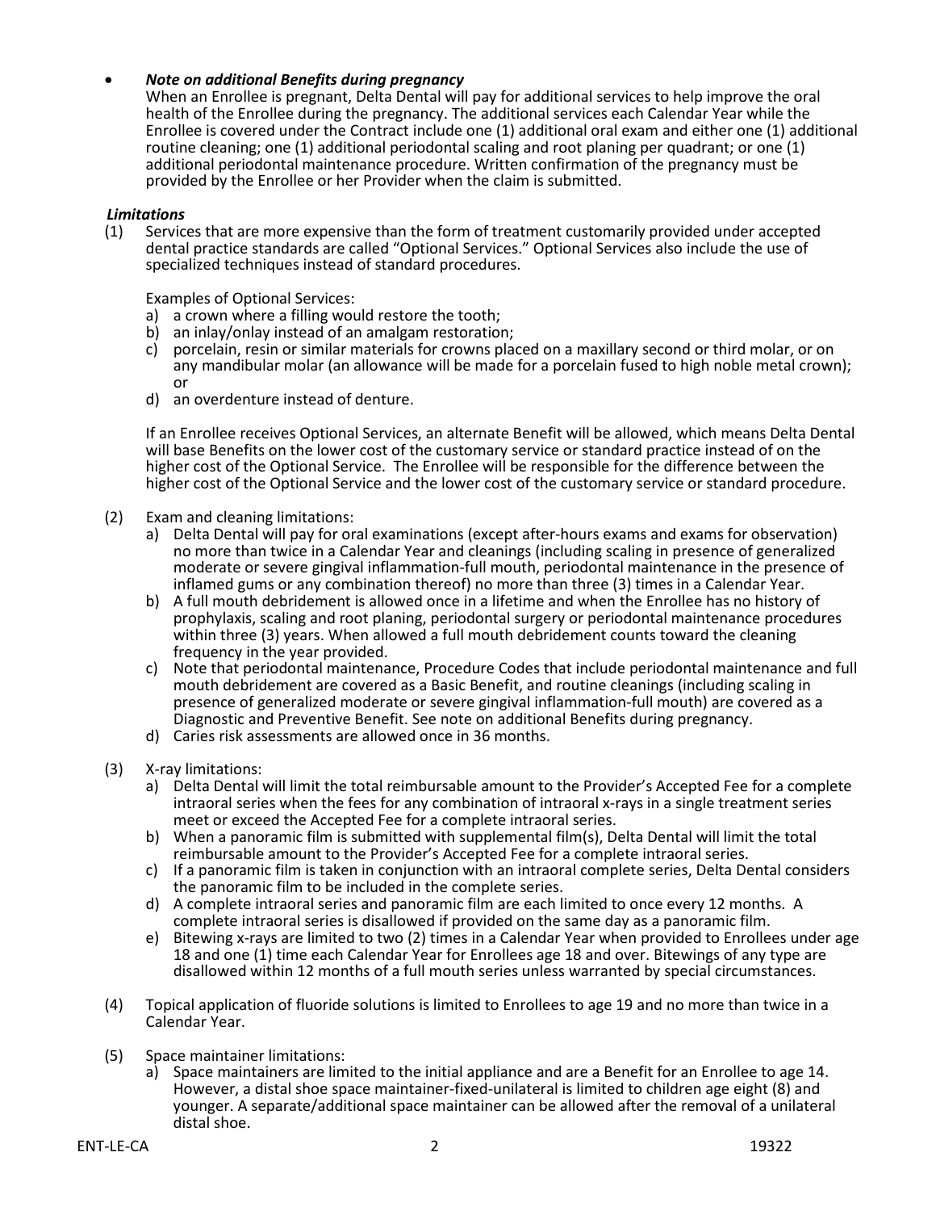- ***Note on additional Benefits during pregnancy***
  When an Enrollee is pregnant, Delta Dental will pay for additional services to help improve the oral health of the Enrollee during the pregnancy. The additional services each Calendar Year while the Enrollee is covered under the Contract include one (1) additional oral exam and either one (1) additional routine cleaning; one (1) additional periodontal scaling and root planing per quadrant; or one (1) additional periodontal maintenance procedure. Written confirmation of the pregnancy must be provided by the Enrollee or her Provider when the claim is submitted.

***Limitations***

(1) Services that are more expensive than the form of treatment customarily provided under accepted dental practice standards are called "Optional Services." Optional Services also include the use of specialized techniques instead of standard procedures.

Examples of Optional Services:

a) a crown where a filling would restore the tooth;
b) an inlay/onlay instead of an amalgam restoration;
c) porcelain, resin or similar materials for crowns placed on a maxillary second or third molar, or on any mandibular molar (an allowance will be made for a porcelain fused to high noble metal crown); or
d) an overdenture instead of denture.

If an Enrollee receives Optional Services, an alternate Benefit will be allowed, which means Delta Dental will base Benefits on the lower cost of the customary service or standard practice instead of on the higher cost of the Optional Service. The Enrollee will be responsible for the difference between the higher cost of the Optional Service and the lower cost of the customary service or standard procedure.

(2) Exam and cleaning limitations:

a) Delta Dental will pay for oral examinations (except after-hours exams and exams for observation) no more than twice in a Calendar Year and cleanings (including scaling in presence of generalized moderate or severe gingival inflammation-full mouth, periodontal maintenance in the presence of inflamed gums or any combination thereof) no more than three (3) times in a Calendar Year.
b) A full mouth debridement is allowed once in a lifetime and when the Enrollee has no history of prophylaxis, scaling and root planing, periodontal surgery or periodontal maintenance procedures within three (3) years. When allowed a full mouth debridement counts toward the cleaning frequency in the year provided.
c) Note that periodontal maintenance, Procedure Codes that include periodontal maintenance and full mouth debridement are covered as a Basic Benefit, and routine cleanings (including scaling in presence of generalized moderate or severe gingival inflammation-full mouth) are covered as a Diagnostic and Preventive Benefit. See note on additional Benefits during pregnancy.
d) Caries risk assessments are allowed once in 36 months.

(3) X-ray limitations:

a) Delta Dental will limit the total reimbursable amount to the Provider's Accepted Fee for a complete intraoral series when the fees for any combination of intraoral x-rays in a single treatment series meet or exceed the Accepted Fee for a complete intraoral series.
b) When a panoramic film is submitted with supplemental film(s), Delta Dental will limit the total reimbursable amount to the Provider's Accepted Fee for a complete intraoral series.
c) If a panoramic film is taken in conjunction with an intraoral complete series, Delta Dental considers the panoramic film to be included in the complete series.
d) A complete intraoral series and panoramic film are each limited to once every 12 months. A complete intraoral series is disallowed if provided on the same day as a panoramic film.
e) Bitewing x-rays are limited to two (2) times in a Calendar Year when provided to Enrollees under age 18 and one (1) time each Calendar Year for Enrollees age 18 and over. Bitewings of any type are disallowed within 12 months of a full mouth series unless warranted by special circumstances.

(4) Topical application of fluoride solutions is limited to Enrollees to age 19 and no more than twice in a Calendar Year.

(5) Space maintainer limitations:

a) Space maintainers are limited to the initial appliance and are a Benefit for an Enrollee to age 14. However, a distal shoe space maintainer-fixed-unilateral is limited to children age eight (8) and younger. A separate/additional space maintainer can be allowed after the removal of a unilateral distal shoe.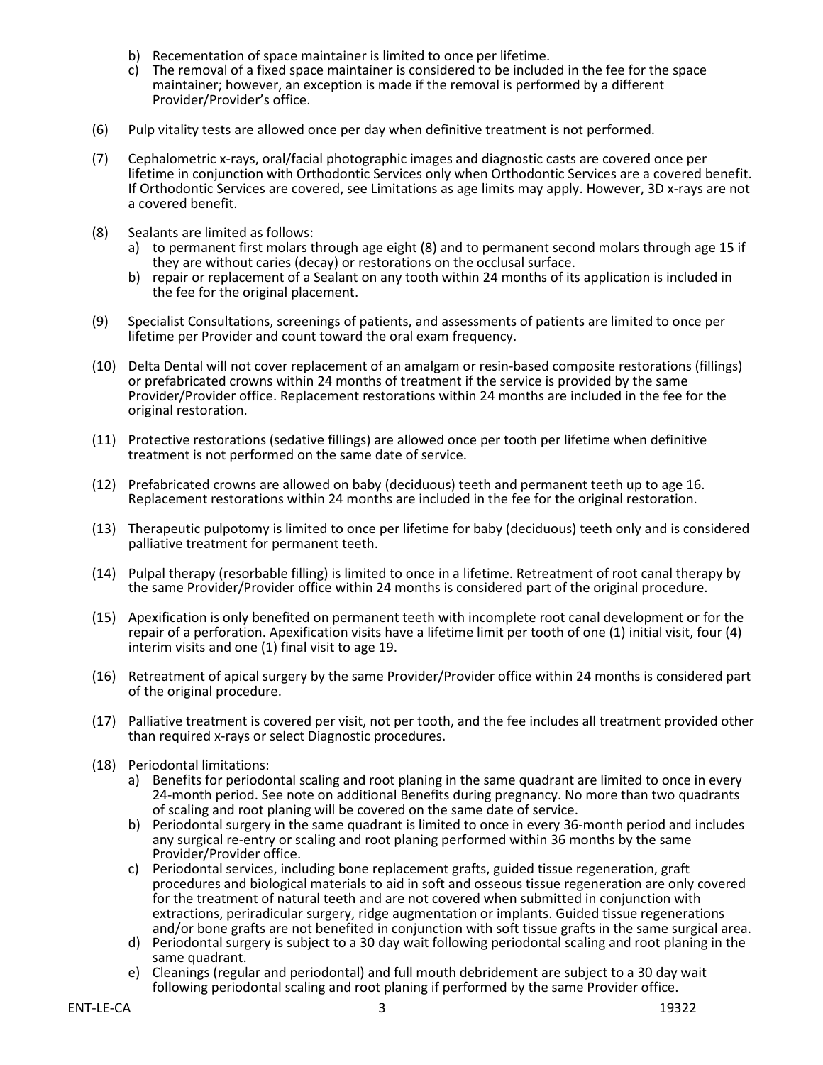b) Recementation of space maintainer is limited to once per lifetime.
c) The removal of a fixed space maintainer is considered to be included in the fee for the space maintainer; however, an exception is made if the removal is performed by a different Provider/Provider's office.

(6) Pulp vitality tests are allowed once per day when definitive treatment is not performed.

(7) Cephalometric x-rays, oral/facial photographic images and diagnostic casts are covered once per lifetime in conjunction with Orthodontic Services only when Orthodontic Services are a covered benefit. If Orthodontic Services are covered, see Limitations as age limits may apply. However, 3D x-rays are not a covered benefit.

(8) Sealants are limited as follows:
a) to permanent first molars through age eight (8) and to permanent second molars through age 15 if they are without caries (decay) or restorations on the occlusal surface.
b) repair or replacement of a Sealant on any tooth within 24 months of its application is included in the fee for the original placement.

(9) Specialist Consultations, screenings of patients, and assessments of patients are limited to once per lifetime per Provider and count toward the oral exam frequency.

(10) Delta Dental will not cover replacement of an amalgam or resin-based composite restorations (fillings) or prefabricated crowns within 24 months of treatment if the service is provided by the same Provider/Provider office. Replacement restorations within 24 months are included in the fee for the original restoration.

(11) Protective restorations (sedative fillings) are allowed once per tooth per lifetime when definitive treatment is not performed on the same date of service.

(12) Prefabricated crowns are allowed on baby (deciduous) teeth and permanent teeth up to age 16. Replacement restorations within 24 months are included in the fee for the original restoration.

(13) Therapeutic pulpotomy is limited to once per lifetime for baby (deciduous) teeth only and is considered palliative treatment for permanent teeth.

(14) Pulpal therapy (resorbable filling) is limited to once in a lifetime. Retreatment of root canal therapy by the same Provider/Provider office within 24 months is considered part of the original procedure.

(15) Apexification is only benefited on permanent teeth with incomplete root canal development or for the repair of a perforation. Apexification visits have a lifetime limit per tooth of one (1) initial visit, four (4) interim visits and one (1) final visit to age 19.

(16) Retreatment of apical surgery by the same Provider/Provider office within 24 months is considered part of the original procedure.

(17) Palliative treatment is covered per visit, not per tooth, and the fee includes all treatment provided other than required x-rays or select Diagnostic procedures.

(18) Periodontal limitations:
a) Benefits for periodontal scaling and root planing in the same quadrant are limited to once in every 24-month period. See note on additional Benefits during pregnancy. No more than two quadrants of scaling and root planing will be covered on the same date of service.
b) Periodontal surgery in the same quadrant is limited to once in every 36-month period and includes any surgical re-entry or scaling and root planing performed within 36 months by the same Provider/Provider office.
c) Periodontal services, including bone replacement grafts, guided tissue regeneration, graft procedures and biological materials to aid in soft and osseous tissue regeneration are only covered for the treatment of natural teeth and are not covered when submitted in conjunction with extractions, periradicular surgery, ridge augmentation or implants. Guided tissue regenerations and/or bone grafts are not benefited in conjunction with soft tissue grafts in the same surgical area.
d) Periodontal surgery is subject to a 30 day wait following periodontal scaling and root planing in the same quadrant.
e) Cleanings (regular and periodontal) and full mouth debridement are subject to a 30 day wait following periodontal scaling and root planing if performed by the same Provider office.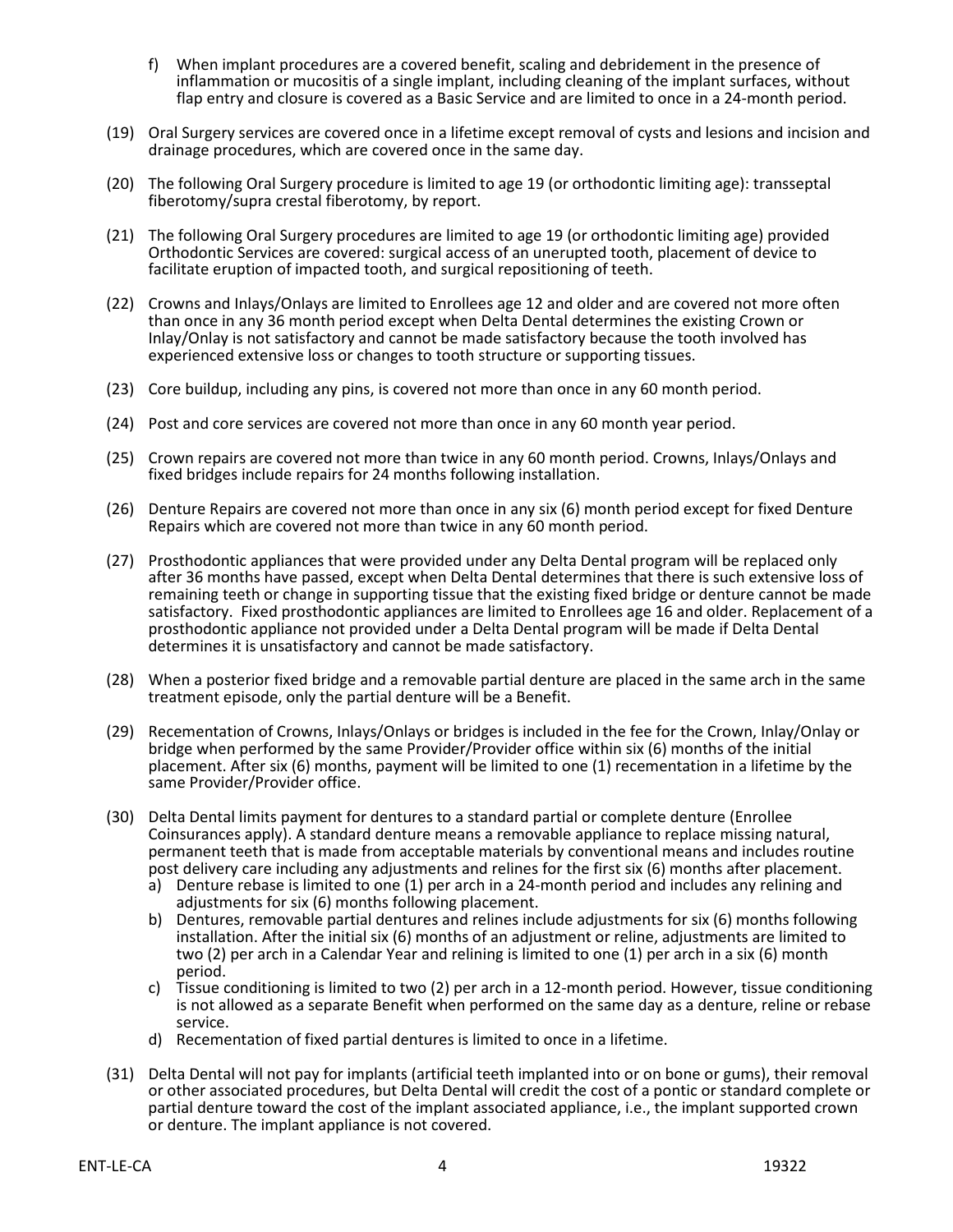f) When implant procedures are a covered benefit, scaling and debridement in the presence of inflammation or mucositis of a single implant, including cleaning of the implant surfaces, without flap entry and closure is covered as a Basic Service and are limited to once in a 24-month period.

(19) Oral Surgery services are covered once in a lifetime except removal of cysts and lesions and incision and drainage procedures, which are covered once in the same day.

(20) The following Oral Surgery procedure is limited to age 19 (or orthodontic limiting age): transseptal fiberotomy/supra crestal fiberotomy, by report.

(21) The following Oral Surgery procedures are limited to age 19 (or orthodontic limiting age) provided Orthodontic Services are covered: surgical access of an unerupted tooth, placement of device to facilitate eruption of impacted tooth, and surgical repositioning of teeth.

(22) Crowns and Inlays/Onlays are limited to Enrollees age 12 and older and are covered not more often than once in any 36 month period except when Delta Dental determines the existing Crown or Inlay/Onlay is not satisfactory and cannot be made satisfactory because the tooth involved has experienced extensive loss or changes to tooth structure or supporting tissues.

(23) Core buildup, including any pins, is covered not more than once in any 60 month period.

(24) Post and core services are covered not more than once in any 60 month year period.

(25) Crown repairs are covered not more than twice in any 60 month period. Crowns, Inlays/Onlays and fixed bridges include repairs for 24 months following installation.

(26) Denture Repairs are covered not more than once in any six (6) month period except for fixed Denture Repairs which are covered not more than twice in any 60 month period.

(27) Prosthodontic appliances that were provided under any Delta Dental program will be replaced only after 36 months have passed, except when Delta Dental determines that there is such extensive loss of remaining teeth or change in supporting tissue that the existing fixed bridge or denture cannot be made satisfactory. Fixed prosthodontic appliances are limited to Enrollees age 16 and older. Replacement of a prosthodontic appliance not provided under a Delta Dental program will be made if Delta Dental determines it is unsatisfactory and cannot be made satisfactory.

(28) When a posterior fixed bridge and a removable partial denture are placed in the same arch in the same treatment episode, only the partial denture will be a Benefit.

(29) Recementation of Crowns, Inlays/Onlays or bridges is included in the fee for the Crown, Inlay/Onlay or bridge when performed by the same Provider/Provider office within six (6) months of the initial placement. After six (6) months, payment will be limited to one (1) recementation in a lifetime by the same Provider/Provider office.

(30) Delta Dental limits payment for dentures to a standard partial or complete denture (Enrollee Coinsurances apply). A standard denture means a removable appliance to replace missing natural, permanent teeth that is made from acceptable materials by conventional means and includes routine post delivery care including any adjustments and relines for the first six (6) months after placement.
   a) Denture rebase is limited to one (1) per arch in a 24-month period and includes any relining and adjustments for six (6) months following placement.
   b) Dentures, removable partial dentures and relines include adjustments for six (6) months following installation. After the initial six (6) months of an adjustment or reline, adjustments are limited to two (2) per arch in a Calendar Year and relining is limited to one (1) per arch in a six (6) month period.
   c) Tissue conditioning is limited to two (2) per arch in a 12-month period. However, tissue conditioning is not allowed as a separate Benefit when performed on the same day as a denture, reline or rebase service.
   d) Recementation of fixed partial dentures is limited to once in a lifetime.

(31) Delta Dental will not pay for implants (artificial teeth implanted into or on bone or gums), their removal or other associated procedures, but Delta Dental will credit the cost of a pontic or standard complete or partial denture toward the cost of the implant associated appliance, i.e., the implant supported crown or denture. The implant appliance is not covered.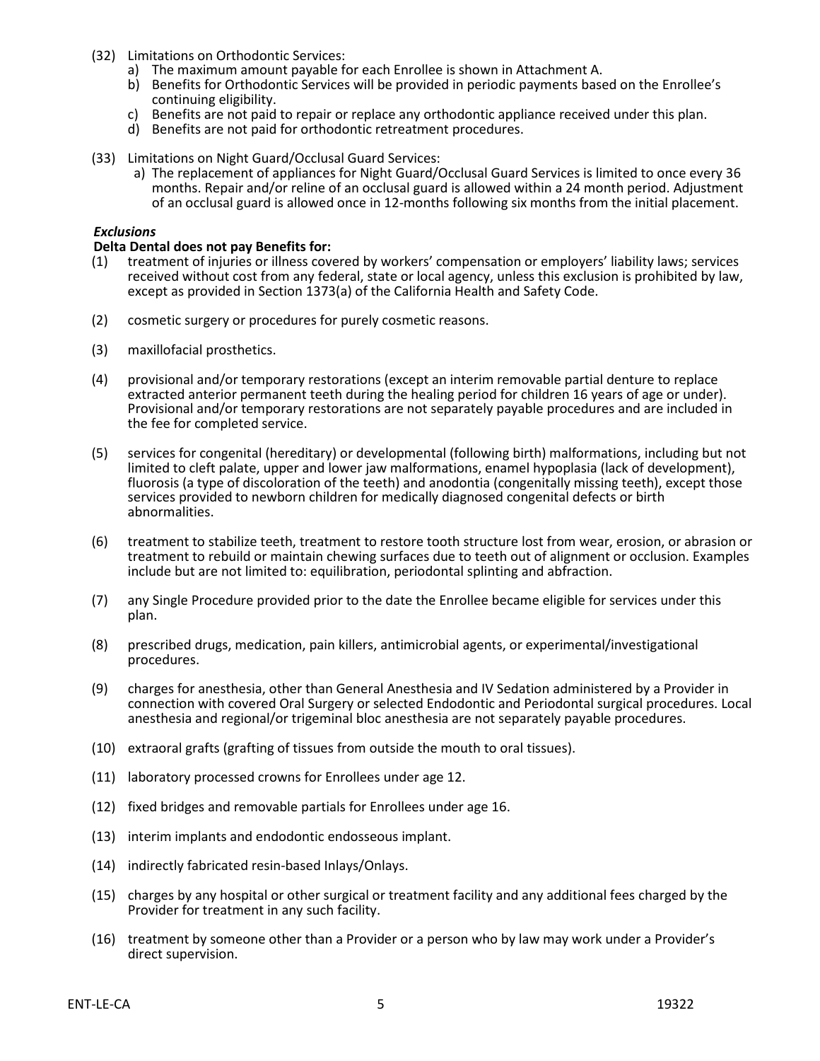(32) Limitations on Orthodontic Services:
   a) The maximum amount payable for each Enrollee is shown in Attachment A.
   b) Benefits for Orthodontic Services will be provided in periodic payments based on the Enrollee's continuing eligibility.
   c) Benefits are not paid to repair or replace any orthodontic appliance received under this plan.
   d) Benefits are not paid for orthodontic retreatment procedures.

(33) Limitations on Night Guard/Occlusal Guard Services:
   a) The replacement of appliances for Night Guard/Occlusal Guard Services is limited to once every 36 months. Repair and/or reline of an occlusal guard is allowed within a 24 month period. Adjustment of an occlusal guard is allowed once in 12-months following six months from the initial placement.

***Exclusions***

**Delta Dental does not pay Benefits for:**

(1) treatment of injuries or illness covered by workers' compensation or employers' liability laws; services received without cost from any federal, state or local agency, unless this exclusion is prohibited by law, except as provided in Section 1373(a) of the California Health and Safety Code.

(2) cosmetic surgery or procedures for purely cosmetic reasons.

(3) maxillofacial prosthetics.

(4) provisional and/or temporary restorations (except an interim removable partial denture to replace extracted anterior permanent teeth during the healing period for children 16 years of age or under). Provisional and/or temporary restorations are not separately payable procedures and are included in the fee for completed service.

(5) services for congenital (hereditary) or developmental (following birth) malformations, including but not limited to cleft palate, upper and lower jaw malformations, enamel hypoplasia (lack of development), fluorosis (a type of discoloration of the teeth) and anodontia (congenitally missing teeth), except those services provided to newborn children for medically diagnosed congenital defects or birth abnormalities.

(6) treatment to stabilize teeth, treatment to restore tooth structure lost from wear, erosion, or abrasion or treatment to rebuild or maintain chewing surfaces due to teeth out of alignment or occlusion. Examples include but are not limited to: equilibration, periodontal splinting and abfraction.

(7) any Single Procedure provided prior to the date the Enrollee became eligible for services under this plan.

(8) prescribed drugs, medication, pain killers, antimicrobial agents, or experimental/investigational procedures.

(9) charges for anesthesia, other than General Anesthesia and IV Sedation administered by a Provider in connection with covered Oral Surgery or selected Endodontic and Periodontal surgical procedures. Local anesthesia and regional/or trigeminal bloc anesthesia are not separately payable procedures.

(10) extraoral grafts (grafting of tissues from outside the mouth to oral tissues).

(11) laboratory processed crowns for Enrollees under age 12.

(12) fixed bridges and removable partials for Enrollees under age 16.

(13) interim implants and endodontic endosseous implant.

(14) indirectly fabricated resin-based Inlays/Onlays.

(15) charges by any hospital or other surgical or treatment facility and any additional fees charged by the Provider for treatment in any such facility.

(16) treatment by someone other than a Provider or a person who by law may work under a Provider's direct supervision.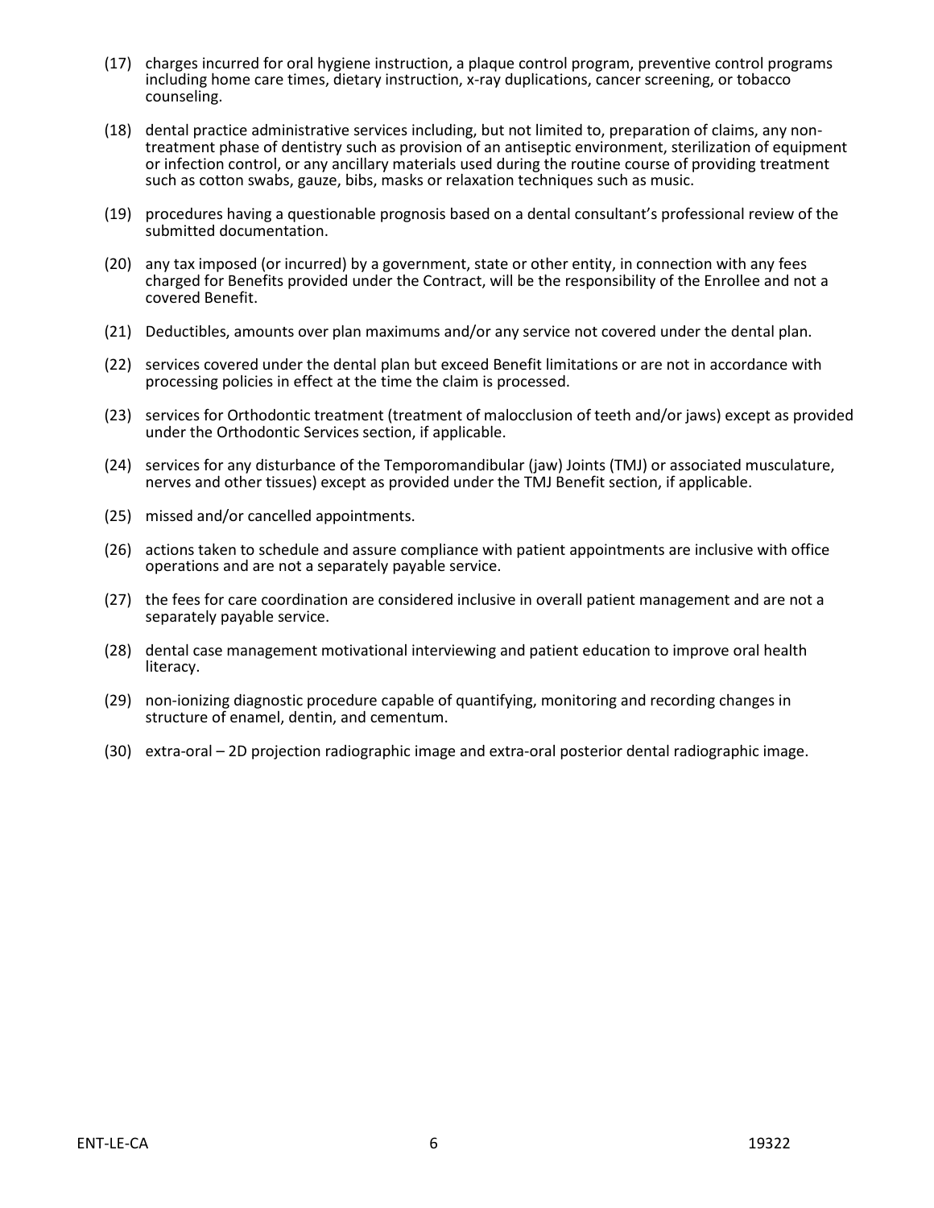(17) charges incurred for oral hygiene instruction, a plaque control program, preventive control programs including home care times, dietary instruction, x-ray duplications, cancer screening, or tobacco counseling.

(18) dental practice administrative services including, but not limited to, preparation of claims, any non-treatment phase of dentistry such as provision of an antiseptic environment, sterilization of equipment or infection control, or any ancillary materials used during the routine course of providing treatment such as cotton swabs, gauze, bibs, masks or relaxation techniques such as music.

(19) procedures having a questionable prognosis based on a dental consultant's professional review of the submitted documentation.

(20) any tax imposed (or incurred) by a government, state or other entity, in connection with any fees charged for Benefits provided under the Contract, will be the responsibility of the Enrollee and not a covered Benefit.

(21) Deductibles, amounts over plan maximums and/or any service not covered under the dental plan.

(22) services covered under the dental plan but exceed Benefit limitations or are not in accordance with processing policies in effect at the time the claim is processed.

(23) services for Orthodontic treatment (treatment of malocclusion of teeth and/or jaws) except as provided under the Orthodontic Services section, if applicable.

(24) services for any disturbance of the Temporomandibular (jaw) Joints (TMJ) or associated musculature, nerves and other tissues) except as provided under the TMJ Benefit section, if applicable.

(25) missed and/or cancelled appointments.

(26) actions taken to schedule and assure compliance with patient appointments are inclusive with office operations and are not a separately payable service.

(27) the fees for care coordination are considered inclusive in overall patient management and are not a separately payable service.

(28) dental case management motivational interviewing and patient education to improve oral health literacy.

(29) non-ionizing diagnostic procedure capable of quantifying, monitoring and recording changes in structure of enamel, dentin, and cementum.

(30) extra-oral – 2D projection radiographic image and extra-oral posterior dental radiographic image.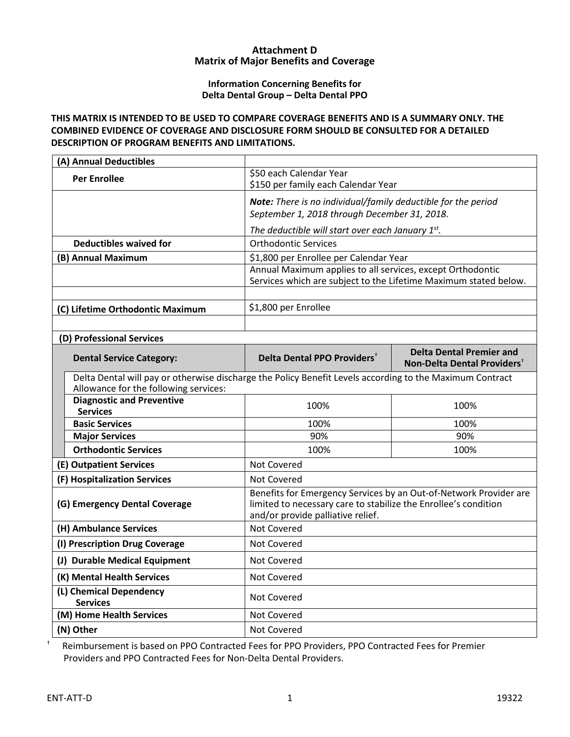# Attachment D
## Matrix of Major Benefits and Coverage

### Information Concerning Benefits for Delta Dental Group – Delta Dental PPO

**THIS MATRIX IS INTENDED TO BE USED TO COMPARE COVERAGE BENEFITS AND IS A SUMMARY ONLY. THE COMBINED EVIDENCE OF COVERAGE AND DISCLOSURE FORM SHOULD BE CONSULTED FOR A DETAILED DESCRIPTION OF PROGRAM BENEFITS AND LIMITATIONS.**

| | | |
|---|---|---|
| **(A) Annual Deductibles** | | |
| **Per Enrollee** | \$50 each Calendar Year<br>\$150 per family each Calendar Year | |
| | ***Note:*** *There is no individual/family deductible for the period September 1, 2018 through December 31, 2018.*<br>*The deductible will start over each January 1st.* | |
| **Deductibles waived for** | Orthodontic Services | |
| **(B) Annual Maximum** | \$1,800 per Enrollee per Calendar Year | |
| | Annual Maximum applies to all services, except Orthodontic Services which are subject to the Lifetime Maximum stated below. | |
| | | |
| **(C) Lifetime Orthodontic Maximum** | \$1,800 per Enrollee | |
| | | |
| **(D) Professional Services** | | |
| **Dental Service Category:** | **Delta Dental PPO Providers†** | **Delta Dental Premier and Non-Delta Dental Providers†** |
| Delta Dental will pay or otherwise discharge the Policy Benefit Levels according to the Maximum Contract Allowance for the following services: | | |
| **Diagnostic and Preventive Services** | 100% | 100% |
| **Basic Services** | 100% | 100% |
| **Major Services** | 90% | 90% |
| **Orthodontic Services** | 100% | 100% |
| **(E) Outpatient Services** | Not Covered | |
| **(F) Hospitalization Services** | Not Covered | |
| **(G) Emergency Dental Coverage** | Benefits for Emergency Services by an Out-of-Network Provider are limited to necessary care to stabilize the Enrollee's condition and/or provide palliative relief. | |
| **(H) Ambulance Services** | Not Covered | |
| **(I) Prescription Drug Coverage** | Not Covered | |
| **(J) Durable Medical Equipment** | Not Covered | |
| **(K) Mental Health Services** | Not Covered | |
| **(L) Chemical Dependency Services** | Not Covered | |
| **(M) Home Health Services** | Not Covered | |
| **(N) Other** | Not Covered | |

† Reimbursement is based on PPO Contracted Fees for PPO Providers, PPO Contracted Fees for Premier Providers and PPO Contracted Fees for Non-Delta Dental Providers.

ENT-ATT-D 19322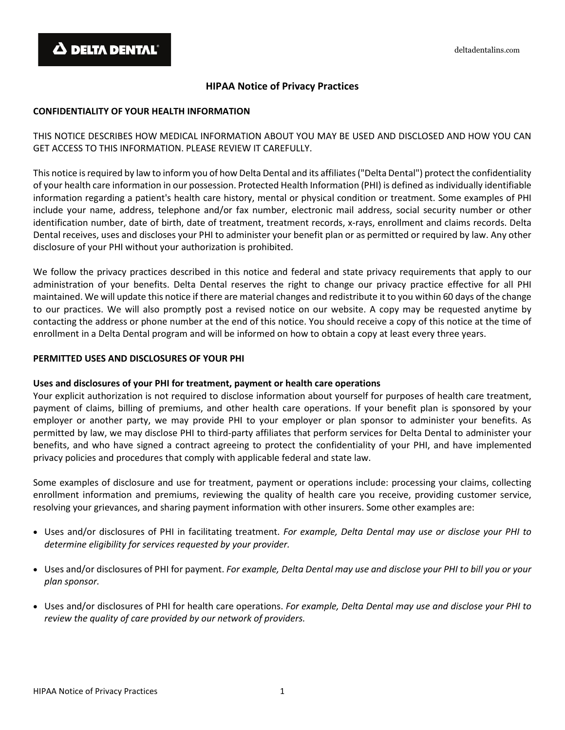# HIPAA Notice of Privacy Practices

## CONFIDENTIALITY OF YOUR HEALTH INFORMATION

THIS NOTICE DESCRIBES HOW MEDICAL INFORMATION ABOUT YOU MAY BE USED AND DISCLOSED AND HOW YOU CAN GET ACCESS TO THIS INFORMATION. PLEASE REVIEW IT CAREFULLY.

This notice is required by law to inform you of how Delta Dental and its affiliates ("Delta Dental") protect the confidentiality of your health care information in our possession. Protected Health Information (PHI) is defined as individually identifiable information regarding a patient's health care history, mental or physical condition or treatment. Some examples of PHI include your name, address, telephone and/or fax number, electronic mail address, social security number or other identification number, date of birth, date of treatment, treatment records, x-rays, enrollment and claims records. Delta Dental receives, uses and discloses your PHI to administer your benefit plan or as permitted or required by law. Any other disclosure of your PHI without your authorization is prohibited.

We follow the privacy practices described in this notice and federal and state privacy requirements that apply to our administration of your benefits. Delta Dental reserves the right to change our privacy practice effective for all PHI maintained. We will update this notice if there are material changes and redistribute it to you within 60 days of the change to our practices. We will also promptly post a revised notice on our website. A copy may be requested anytime by contacting the address or phone number at the end of this notice. You should receive a copy of this notice at the time of enrollment in a Delta Dental program and will be informed on how to obtain a copy at least every three years.

## PERMITTED USES AND DISCLOSURES OF YOUR PHI

### Uses and disclosures of your PHI for treatment, payment or health care operations

Your explicit authorization is not required to disclose information about yourself for purposes of health care treatment, payment of claims, billing of premiums, and other health care operations. If your benefit plan is sponsored by your employer or another party, we may provide PHI to your employer or plan sponsor to administer your benefits. As permitted by law, we may disclose PHI to third-party affiliates that perform services for Delta Dental to administer your benefits, and who have signed a contract agreeing to protect the confidentiality of your PHI, and have implemented privacy policies and procedures that comply with applicable federal and state law.

Some examples of disclosure and use for treatment, payment or operations include: processing your claims, collecting enrollment information and premiums, reviewing the quality of health care you receive, providing customer service, resolving your grievances, and sharing payment information with other insurers. Some other examples are:

- Uses and/or disclosures of PHI in facilitating treatment. *For example, Delta Dental may use or disclose your PHI to determine eligibility for services requested by your provider.*

- Uses and/or disclosures of PHI for payment. *For example, Delta Dental may use and disclose your PHI to bill you or your plan sponsor.*

- Uses and/or disclosures of PHI for health care operations. *For example, Delta Dental may use and disclose your PHI to review the quality of care provided by our network of providers.*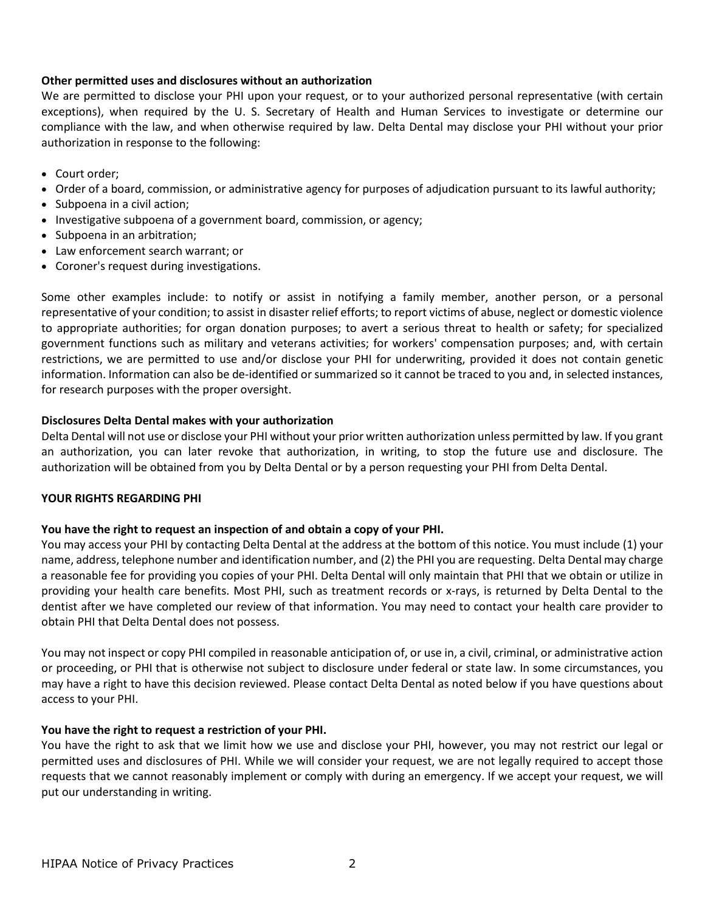**Other permitted uses and disclosures without an authorization**

We are permitted to disclose your PHI upon your request, or to your authorized personal representative (with certain exceptions), when required by the U. S. Secretary of Health and Human Services to investigate or determine our compliance with the law, and when otherwise required by law. Delta Dental may disclose your PHI without your prior authorization in response to the following:

- Court order;
- Order of a board, commission, or administrative agency for purposes of adjudication pursuant to its lawful authority;
- Subpoena in a civil action;
- Investigative subpoena of a government board, commission, or agency;
- Subpoena in an arbitration;
- Law enforcement search warrant; or
- Coroner's request during investigations.

Some other examples include: to notify or assist in notifying a family member, another person, or a personal representative of your condition; to assist in disaster relief efforts; to report victims of abuse, neglect or domestic violence to appropriate authorities; for organ donation purposes; to avert a serious threat to health or safety; for specialized government functions such as military and veterans activities; for workers' compensation purposes; and, with certain restrictions, we are permitted to use and/or disclose your PHI for underwriting, provided it does not contain genetic information. Information can also be de-identified or summarized so it cannot be traced to you and, in selected instances, for research purposes with the proper oversight.

**Disclosures Delta Dental makes with your authorization**

Delta Dental will not use or disclose your PHI without your prior written authorization unless permitted by law. If you grant an authorization, you can later revoke that authorization, in writing, to stop the future use and disclosure. The authorization will be obtained from you by Delta Dental or by a person requesting your PHI from Delta Dental.

**YOUR RIGHTS REGARDING PHI**

**You have the right to request an inspection of and obtain a copy of your PHI.**

You may access your PHI by contacting Delta Dental at the address at the bottom of this notice. You must include (1) your name, address, telephone number and identification number, and (2) the PHI you are requesting. Delta Dental may charge a reasonable fee for providing you copies of your PHI. Delta Dental will only maintain that PHI that we obtain or utilize in providing your health care benefits. Most PHI, such as treatment records or x-rays, is returned by Delta Dental to the dentist after we have completed our review of that information. You may need to contact your health care provider to obtain PHI that Delta Dental does not possess.

You may not inspect or copy PHI compiled in reasonable anticipation of, or use in, a civil, criminal, or administrative action or proceeding, or PHI that is otherwise not subject to disclosure under federal or state law. In some circumstances, you may have a right to have this decision reviewed. Please contact Delta Dental as noted below if you have questions about access to your PHI.

**You have the right to request a restriction of your PHI.**

You have the right to ask that we limit how we use and disclose your PHI, however, you may not restrict our legal or permitted uses and disclosures of PHI. While we will consider your request, we are not legally required to accept those requests that we cannot reasonably implement or comply with during an emergency. If we accept your request, we will put our understanding in writing.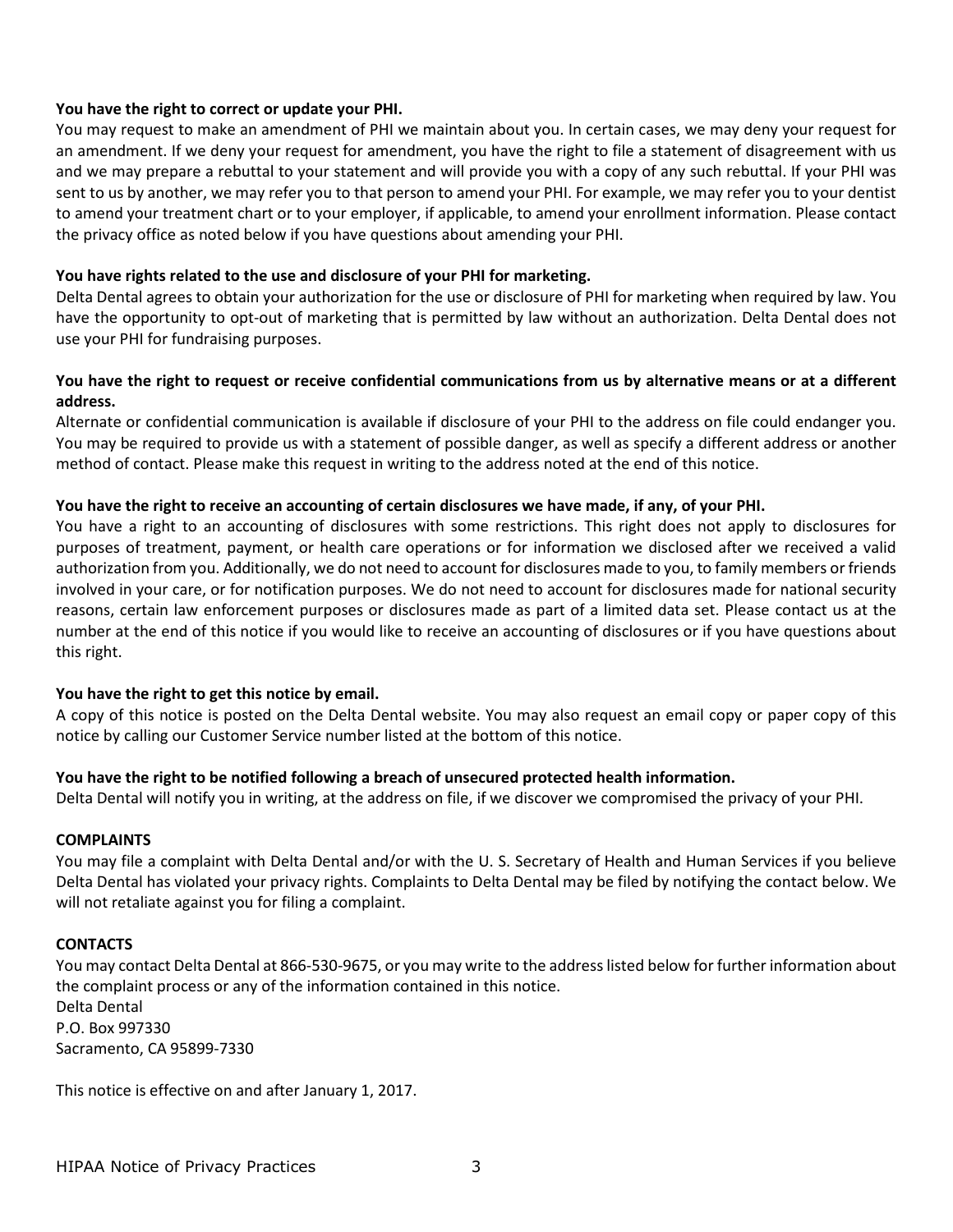**You have the right to correct or update your PHI.**

You may request to make an amendment of PHI we maintain about you. In certain cases, we may deny your request for an amendment. If we deny your request for amendment, you have the right to file a statement of disagreement with us and we may prepare a rebuttal to your statement and will provide you with a copy of any such rebuttal. If your PHI was sent to us by another, we may refer you to that person to amend your PHI. For example, we may refer you to your dentist to amend your treatment chart or to your employer, if applicable, to amend your enrollment information. Please contact the privacy office as noted below if you have questions about amending your PHI.

**You have rights related to the use and disclosure of your PHI for marketing.**

Delta Dental agrees to obtain your authorization for the use or disclosure of PHI for marketing when required by law. You have the opportunity to opt-out of marketing that is permitted by law without an authorization. Delta Dental does not use your PHI for fundraising purposes.

**You have the right to request or receive confidential communications from us by alternative means or at a different address.**

Alternate or confidential communication is available if disclosure of your PHI to the address on file could endanger you. You may be required to provide us with a statement of possible danger, as well as specify a different address or another method of contact. Please make this request in writing to the address noted at the end of this notice.

**You have the right to receive an accounting of certain disclosures we have made, if any, of your PHI.**

You have a right to an accounting of disclosures with some restrictions. This right does not apply to disclosures for purposes of treatment, payment, or health care operations or for information we disclosed after we received a valid authorization from you. Additionally, we do not need to account for disclosures made to you, to family members or friends involved in your care, or for notification purposes. We do not need to account for disclosures made for national security reasons, certain law enforcement purposes or disclosures made as part of a limited data set. Please contact us at the number at the end of this notice if you would like to receive an accounting of disclosures or if you have questions about this right.

**You have the right to get this notice by email.**

A copy of this notice is posted on the Delta Dental website. You may also request an email copy or paper copy of this notice by calling our Customer Service number listed at the bottom of this notice.

**You have the right to be notified following a breach of unsecured protected health information.**

Delta Dental will notify you in writing, at the address on file, if we discover we compromised the privacy of your PHI.

**COMPLAINTS**

You may file a complaint with Delta Dental and/or with the U. S. Secretary of Health and Human Services if you believe Delta Dental has violated your privacy rights. Complaints to Delta Dental may be filed by notifying the contact below. We will not retaliate against you for filing a complaint.

**CONTACTS**

You may contact Delta Dental at 866-530-9675, or you may write to the address listed below for further information about the complaint process or any of the information contained in this notice.

Delta Dental
P.O. Box 997330
Sacramento, CA 95899-7330

This notice is effective on and after January 1, 2017.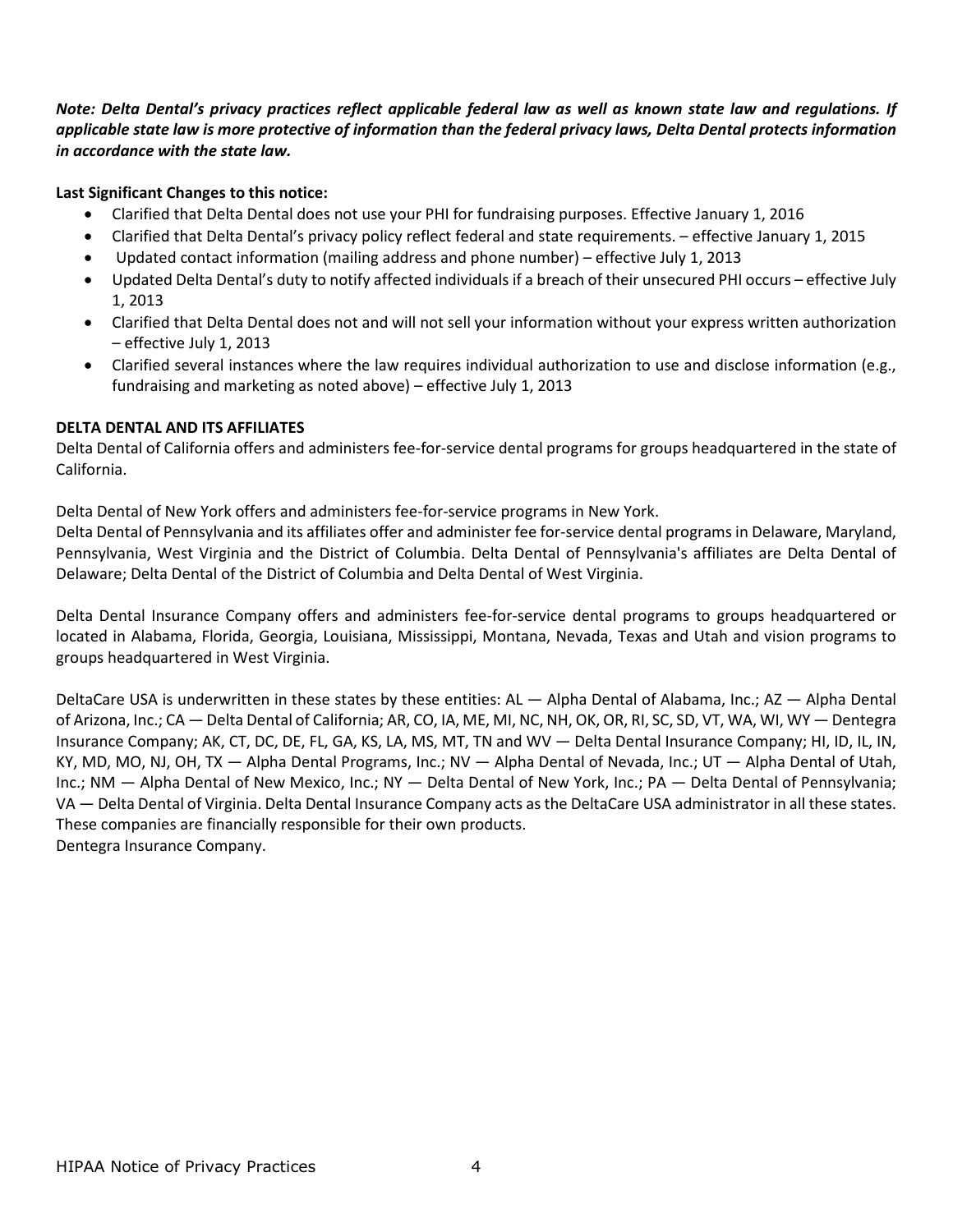***Note: Delta Dental's privacy practices reflect applicable federal law as well as known state law and regulations. If applicable state law is more protective of information than the federal privacy laws, Delta Dental protects information in accordance with the state law.***

**Last Significant Changes to this notice:**

- Clarified that Delta Dental does not use your PHI for fundraising purposes. Effective January 1, 2016
- Clarified that Delta Dental's privacy policy reflect federal and state requirements. – effective January 1, 2015
- Updated contact information (mailing address and phone number) – effective July 1, 2013
- Updated Delta Dental's duty to notify affected individuals if a breach of their unsecured PHI occurs – effective July 1, 2013
- Clarified that Delta Dental does not and will not sell your information without your express written authorization – effective July 1, 2013
- Clarified several instances where the law requires individual authorization to use and disclose information (e.g., fundraising and marketing as noted above) – effective July 1, 2013

**DELTA DENTAL AND ITS AFFILIATES**

Delta Dental of California offers and administers fee-for-service dental programs for groups headquartered in the state of California.

Delta Dental of New York offers and administers fee-for-service programs in New York.
Delta Dental of Pennsylvania and its affiliates offer and administer fee for-service dental programs in Delaware, Maryland, Pennsylvania, West Virginia and the District of Columbia. Delta Dental of Pennsylvania's affiliates are Delta Dental of Delaware; Delta Dental of the District of Columbia and Delta Dental of West Virginia.

Delta Dental Insurance Company offers and administers fee-for-service dental programs to groups headquartered or located in Alabama, Florida, Georgia, Louisiana, Mississippi, Montana, Nevada, Texas and Utah and vision programs to groups headquartered in West Virginia.

DeltaCare USA is underwritten in these states by these entities: AL — Alpha Dental of Alabama, Inc.; AZ — Alpha Dental of Arizona, Inc.; CA — Delta Dental of California; AR, CO, IA, ME, MI, NC, NH, OK, OR, RI, SC, SD, VT, WA, WI, WY — Dentegra Insurance Company; AK, CT, DC, DE, FL, GA, KS, LA, MS, MT, TN and WV — Delta Dental Insurance Company; HI, ID, IL, IN, KY, MD, MO, NJ, OH, TX — Alpha Dental Programs, Inc.; NV — Alpha Dental of Nevada, Inc.; UT — Alpha Dental of Utah, Inc.; NM — Alpha Dental of New Mexico, Inc.; NY — Delta Dental of New York, Inc.; PA — Delta Dental of Pennsylvania; VA — Delta Dental of Virginia. Delta Dental Insurance Company acts as the DeltaCare USA administrator in all these states. These companies are financially responsible for their own products.
Dentegra Insurance Company.